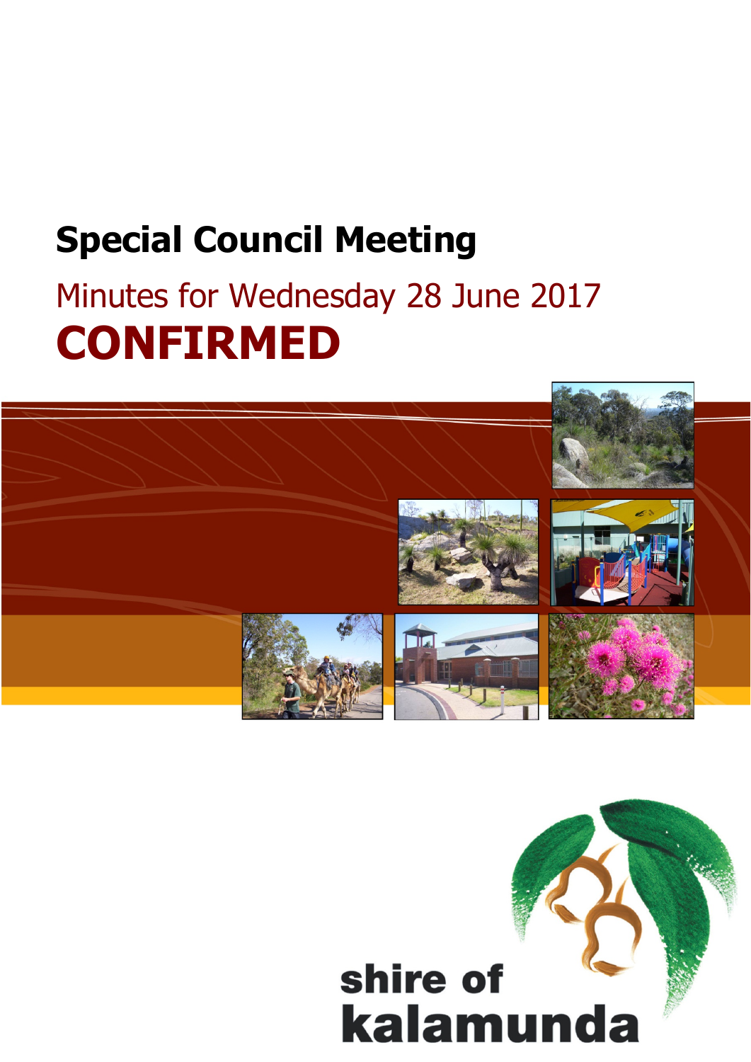# Special Council Meeting

## Minutes for Wednesday 28 June 2017

# CONFIRMED

shire of kalamunda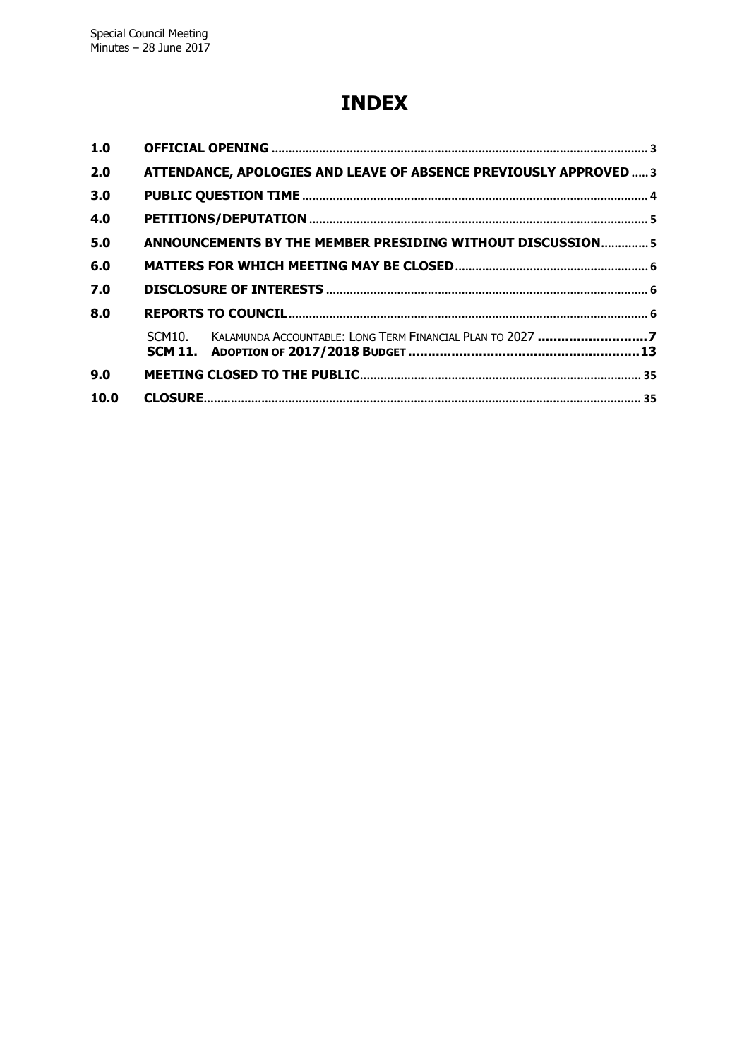# INDEX

| | | |
|---|---|---|
| **1.0** | **OFFICIAL OPENING** | 3 |
| **2.0** | **ATTENDANCE, APOLOGIES AND LEAVE OF ABSENCE PREVIOUSLY APPROVED** | 3 |
| **3.0** | **PUBLIC QUESTION TIME** | 4 |
| **4.0** | **PETITIONS/DEPUTATION** | 5 |
| **5.0** | **ANNOUNCEMENTS BY THE MEMBER PRESIDING WITHOUT DISCUSSION** | 5 |
| **6.0** | **MATTERS FOR WHICH MEETING MAY BE CLOSED** | 6 |
| **7.0** | **DISCLOSURE OF INTERESTS** | 6 |
| **8.0** | **REPORTS TO COUNCIL** | 6 |
| | SCM10. KALAMUNDA ACCOUNTABLE: LONG TERM FINANCIAL PLAN TO 2027 | **7** |
| | **SCM 11. ADOPTION OF 2017/2018 BUDGET** | **13** |
| **9.0** | **MEETING CLOSED TO THE PUBLIC** | 35 |
| **10.0** | **CLOSURE** | 35 |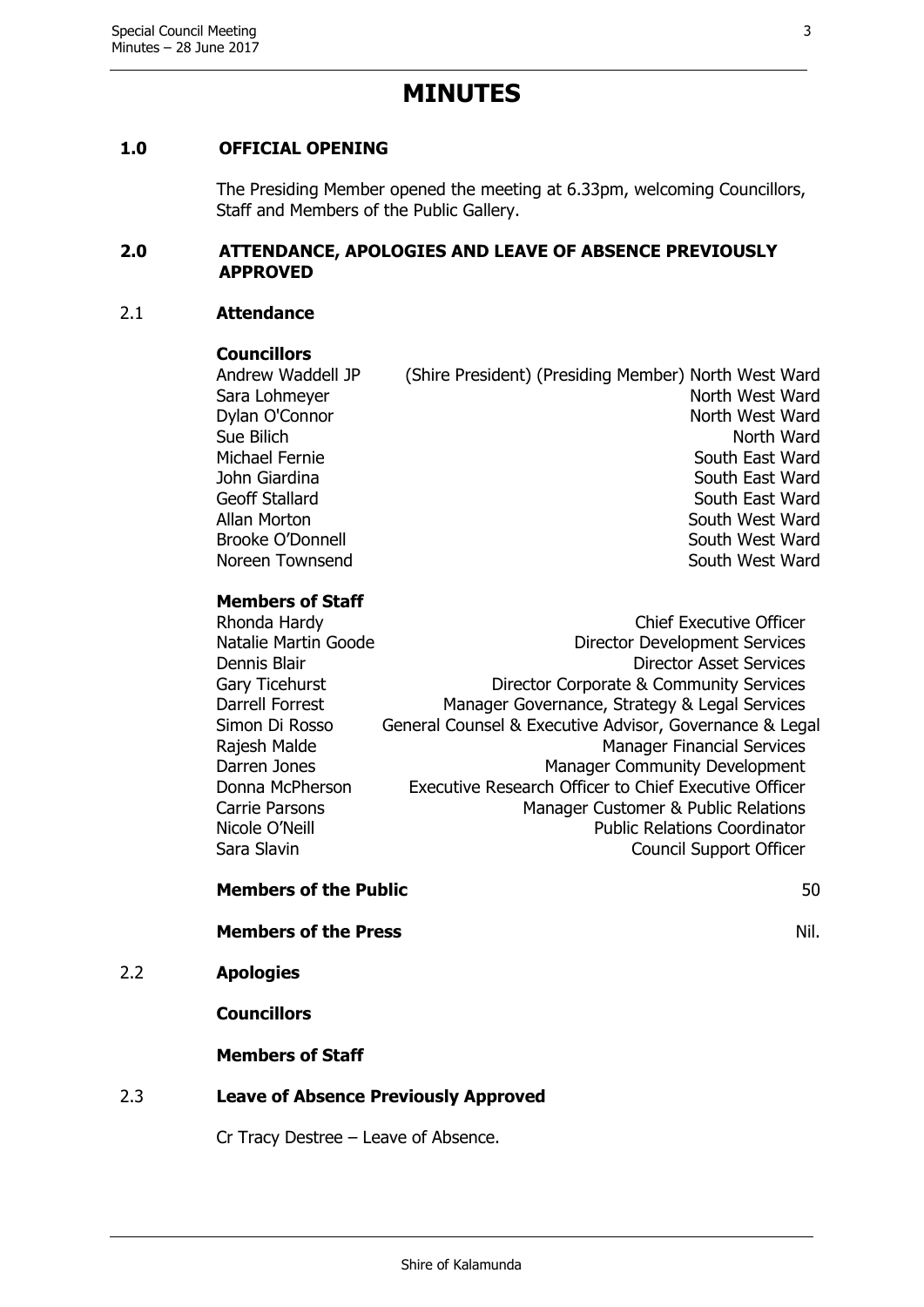# MINUTES

## 1.0 OFFICIAL OPENING

The Presiding Member opened the meeting at 6.33pm, welcoming Councillors, Staff and Members of the Public Gallery.

## 2.0 ATTENDANCE, APOLOGIES AND LEAVE OF ABSENCE PREVIOUSLY APPROVED

### 2.1 Attendance

**Councillors**

| | |
|---|---|
| Andrew Waddell JP | (Shire President) (Presiding Member) North West Ward |
| Sara Lohmeyer | North West Ward |
| Dylan O'Connor | North West Ward |
| Sue Bilich | North Ward |
| Michael Fernie | South East Ward |
| John Giardina | South East Ward |
| Geoff Stallard | South East Ward |
| Allan Morton | South West Ward |
| Brooke O'Donnell | South West Ward |
| Noreen Townsend | South West Ward |

**Members of Staff**

| | |
|---|---|
| Rhonda Hardy | Chief Executive Officer |
| Natalie Martin Goode | Director Development Services |
| Dennis Blair | Director Asset Services |
| Gary Ticehurst | Director Corporate & Community Services |
| Darrell Forrest | Manager Governance, Strategy & Legal Services |
| Simon Di Rosso | General Counsel & Executive Advisor, Governance & Legal |
| Rajesh Malde | Manager Financial Services |
| Darren Jones | Manager Community Development |
| Donna McPherson | Executive Research Officer to Chief Executive Officer |
| Carrie Parsons | Manager Customer & Public Relations |
| Nicole O'Neill | Public Relations Coordinator |
| Sara Slavin | Council Support Officer |

**Members of the Public** 50

**Members of the Press** Nil.

### 2.2 Apologies

**Councillors**

**Members of Staff**

### 2.3 Leave of Absence Previously Approved

Cr Tracy Destree – Leave of Absence.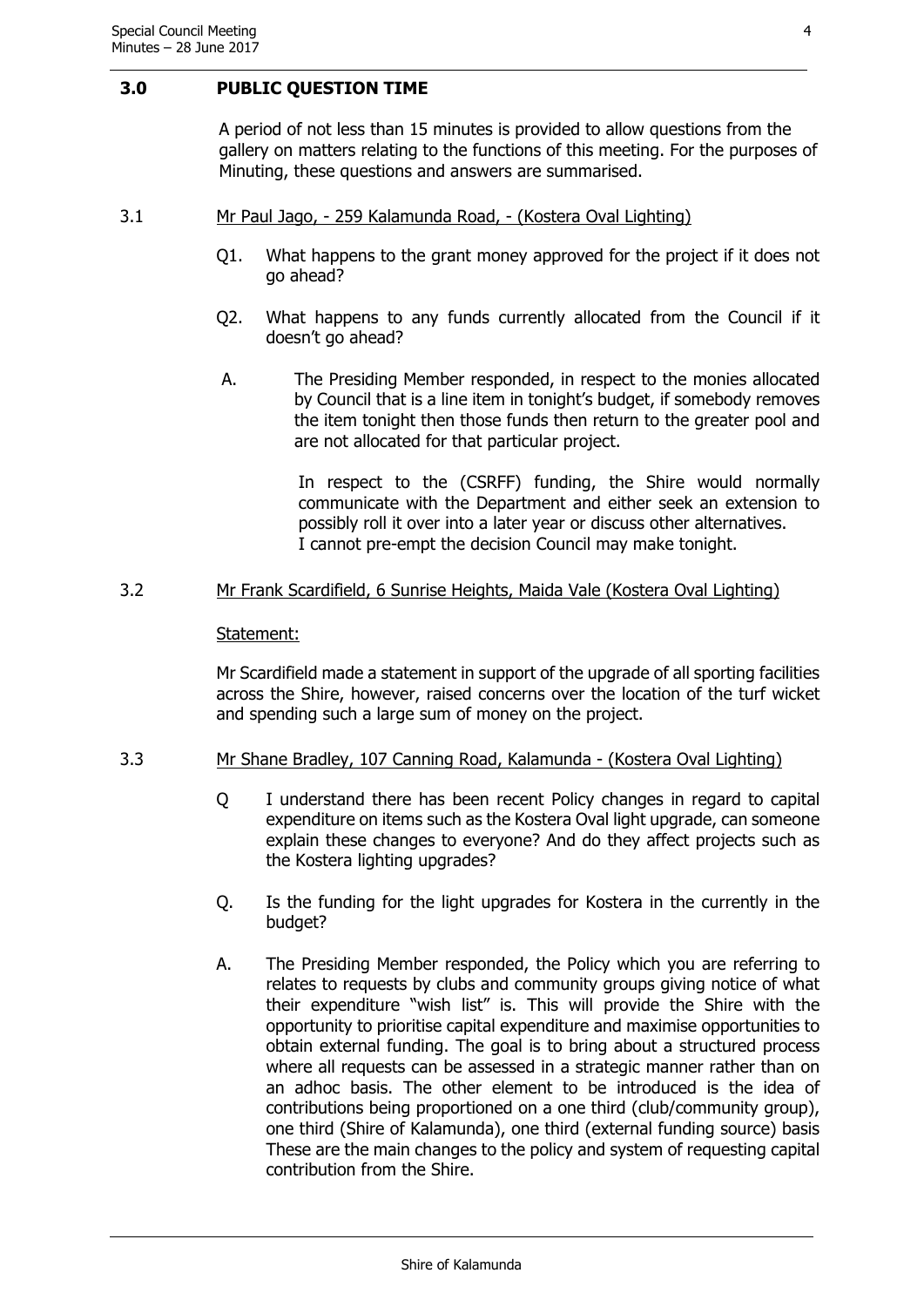## 3.0 PUBLIC QUESTION TIME

A period of not less than 15 minutes is provided to allow questions from the gallery on matters relating to the functions of this meeting. For the purposes of Minuting, these questions and answers are summarised.

### 3.1 Mr Paul Jago, - 259 Kalamunda Road, - (Kostera Oval Lighting)

Q1. What happens to the grant money approved for the project if it does not go ahead?

Q2. What happens to any funds currently allocated from the Council if it doesn't go ahead?

A. The Presiding Member responded, in respect to the monies allocated by Council that is a line item in tonight's budget, if somebody removes the item tonight then those funds then return to the greater pool and are not allocated for that particular project.

In respect to the (CSRFF) funding, the Shire would normally communicate with the Department and either seek an extension to possibly roll it over into a later year or discuss other alternatives. I cannot pre-empt the decision Council may make tonight.

### 3.2 Mr Frank Scardifield, 6 Sunrise Heights, Maida Vale (Kostera Oval Lighting)

Statement:

Mr Scardifield made a statement in support of the upgrade of all sporting facilities across the Shire, however, raised concerns over the location of the turf wicket and spending such a large sum of money on the project.

### 3.3 Mr Shane Bradley, 107 Canning Road, Kalamunda - (Kostera Oval Lighting)

Q I understand there has been recent Policy changes in regard to capital expenditure on items such as the Kostera Oval light upgrade, can someone explain these changes to everyone? And do they affect projects such as the Kostera lighting upgrades?

Q. Is the funding for the light upgrades for Kostera in the currently in the budget?

A. The Presiding Member responded, the Policy which you are referring to relates to requests by clubs and community groups giving notice of what their expenditure "wish list" is. This will provide the Shire with the opportunity to prioritise capital expenditure and maximise opportunities to obtain external funding. The goal is to bring about a structured process where all requests can be assessed in a strategic manner rather than on an adhoc basis. The other element to be introduced is the idea of contributions being proportioned on a one third (club/community group), one third (Shire of Kalamunda), one third (external funding source) basis These are the main changes to the policy and system of requesting capital contribution from the Shire.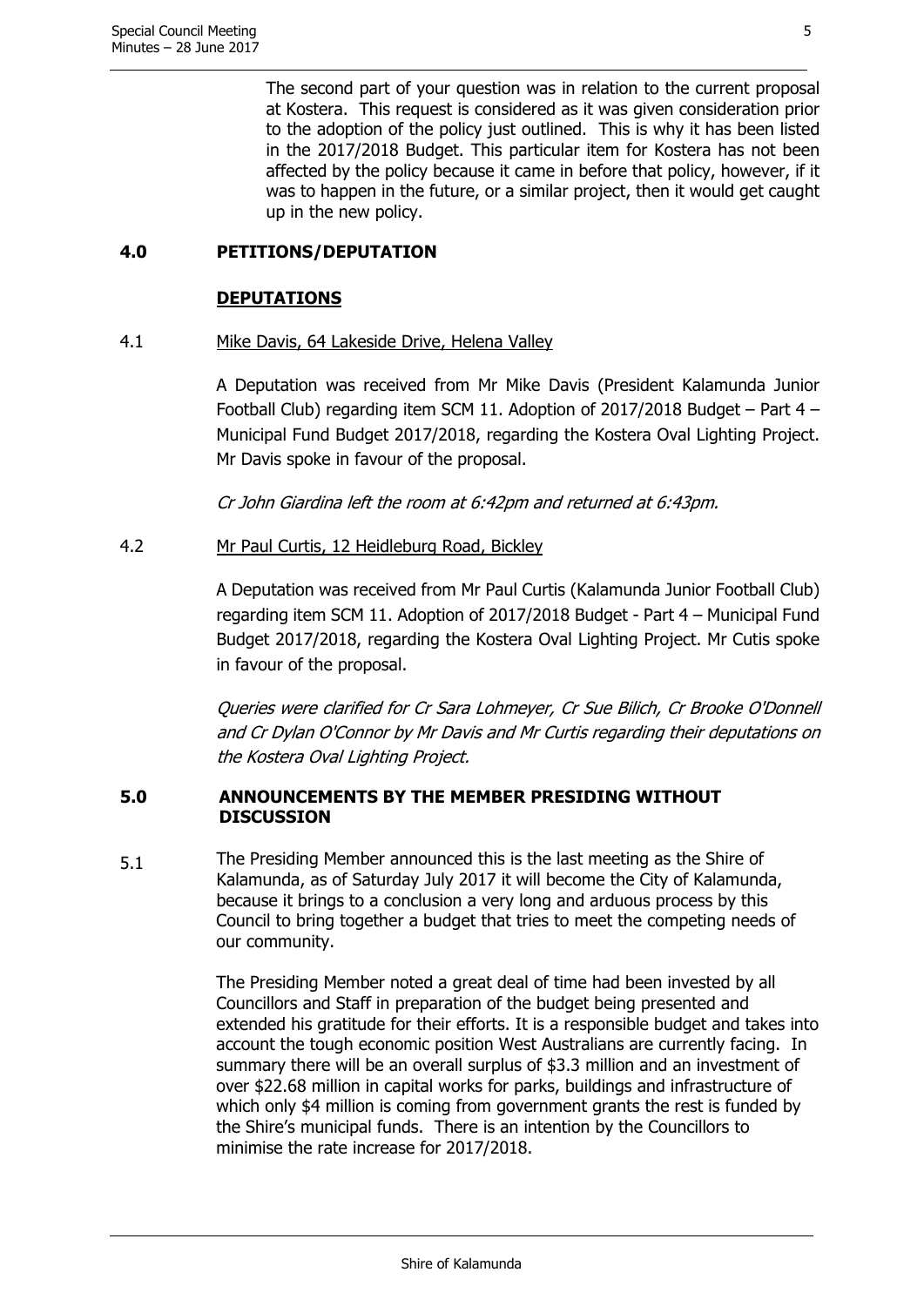The second part of your question was in relation to the current proposal at Kostera. This request is considered as it was given consideration prior to the adoption of the policy just outlined. This is why it has been listed in the 2017/2018 Budget. This particular item for Kostera has not been affected by the policy because it came in before that policy, however, if it was to happen in the future, or a similar project, then it would get caught up in the new policy.

## 4.0 PETITIONS/DEPUTATION

### DEPUTATIONS

4.1 Mike Davis, 64 Lakeside Drive, Helena Valley

A Deputation was received from Mr Mike Davis (President Kalamunda Junior Football Club) regarding item SCM 11. Adoption of 2017/2018 Budget – Part 4 – Municipal Fund Budget 2017/2018, regarding the Kostera Oval Lighting Project. Mr Davis spoke in favour of the proposal.

*Cr John Giardina left the room at 6:42pm and returned at 6:43pm.*

4.2 Mr Paul Curtis, 12 Heidleburg Road, Bickley

A Deputation was received from Mr Paul Curtis (Kalamunda Junior Football Club) regarding item SCM 11. Adoption of 2017/2018 Budget - Part 4 – Municipal Fund Budget 2017/2018, regarding the Kostera Oval Lighting Project. Mr Cutis spoke in favour of the proposal.

*Queries were clarified for Cr Sara Lohmeyer, Cr Sue Bilich, Cr Brooke O'Donnell and Cr Dylan O'Connor by Mr Davis and Mr Curtis regarding their deputations on the Kostera Oval Lighting Project.*

## 5.0 ANNOUNCEMENTS BY THE MEMBER PRESIDING WITHOUT DISCUSSION

5.1 The Presiding Member announced this is the last meeting as the Shire of Kalamunda, as of Saturday July 2017 it will become the City of Kalamunda, because it brings to a conclusion a very long and arduous process by this Council to bring together a budget that tries to meet the competing needs of our community.

The Presiding Member noted a great deal of time had been invested by all Councillors and Staff in preparation of the budget being presented and extended his gratitude for their efforts. It is a responsible budget and takes into account the tough economic position West Australians are currently facing. In summary there will be an overall surplus of $3.3 million and an investment of over $22.68 million in capital works for parks, buildings and infrastructure of which only $4 million is coming from government grants the rest is funded by the Shire's municipal funds. There is an intention by the Councillors to minimise the rate increase for 2017/2018.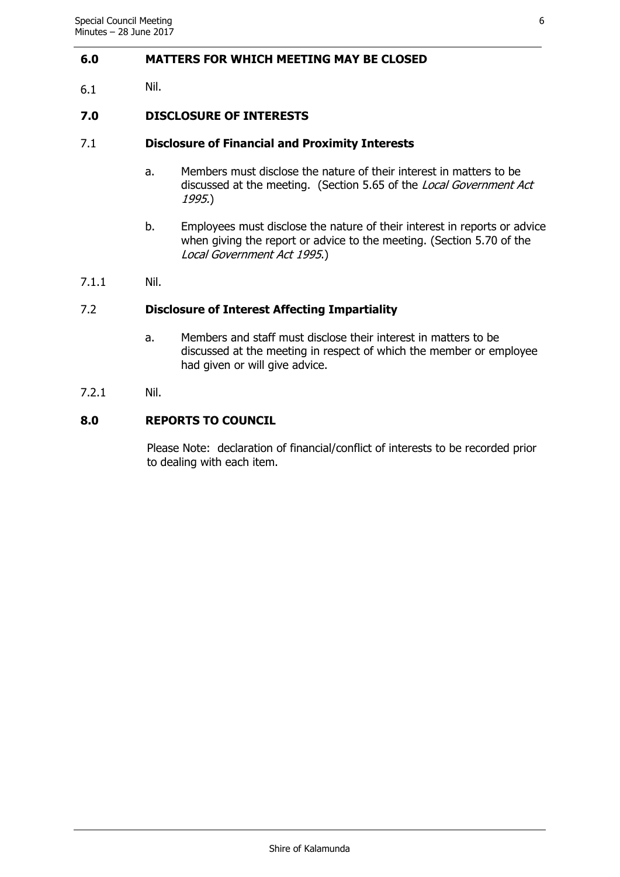## 6.0 MATTERS FOR WHICH MEETING MAY BE CLOSED

6.1 Nil.

## 7.0 DISCLOSURE OF INTERESTS

### 7.1 Disclosure of Financial and Proximity Interests

a. Members must disclose the nature of their interest in matters to be discussed at the meeting. (Section 5.65 of the *Local Government Act 1995*.)

b. Employees must disclose the nature of their interest in reports or advice when giving the report or advice to the meeting. (Section 5.70 of the *Local Government Act 1995*.)

7.1.1 Nil.

### 7.2 Disclosure of Interest Affecting Impartiality

a. Members and staff must disclose their interest in matters to be discussed at the meeting in respect of which the member or employee had given or will give advice.

7.2.1 Nil.

## 8.0 REPORTS TO COUNCIL

Please Note: declaration of financial/conflict of interests to be recorded prior to dealing with each item.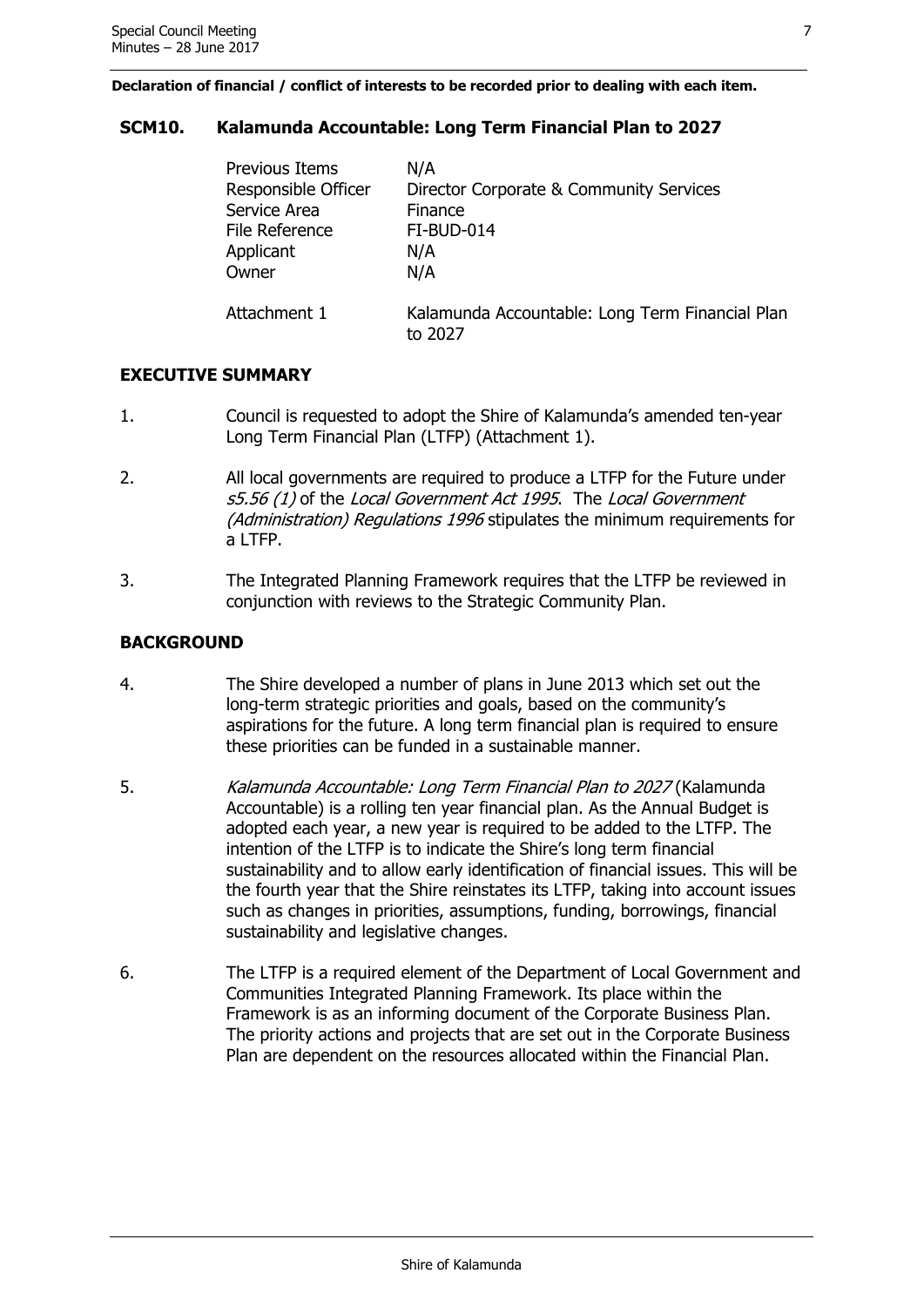**Declaration of financial / conflict of interests to be recorded prior to dealing with each item.**

## SCM10. Kalamunda Accountable: Long Term Financial Plan to 2027

| | |
|---|---|
| Previous Items | N/A |
| Responsible Officer | Director Corporate & Community Services |
| Service Area | Finance |
| File Reference | FI-BUD-014 |
| Applicant | N/A |
| Owner | N/A |
| Attachment 1 | Kalamunda Accountable: Long Term Financial Plan to 2027 |

### EXECUTIVE SUMMARY

1. Council is requested to adopt the Shire of Kalamunda's amended ten-year Long Term Financial Plan (LTFP) (Attachment 1).

2. All local governments are required to produce a LTFP for the Future under *s5.56 (1)* of the *Local Government Act 1995*. The *Local Government (Administration) Regulations 1996* stipulates the minimum requirements for a LTFP.

3. The Integrated Planning Framework requires that the LTFP be reviewed in conjunction with reviews to the Strategic Community Plan.

### BACKGROUND

4. The Shire developed a number of plans in June 2013 which set out the long-term strategic priorities and goals, based on the community's aspirations for the future. A long term financial plan is required to ensure these priorities can be funded in a sustainable manner.

5. *Kalamunda Accountable: Long Term Financial Plan to 2027* (Kalamunda Accountable) is a rolling ten year financial plan. As the Annual Budget is adopted each year, a new year is required to be added to the LTFP. The intention of the LTFP is to indicate the Shire's long term financial sustainability and to allow early identification of financial issues. This will be the fourth year that the Shire reinstates its LTFP, taking into account issues such as changes in priorities, assumptions, funding, borrowings, financial sustainability and legislative changes.

6. The LTFP is a required element of the Department of Local Government and Communities Integrated Planning Framework. Its place within the Framework is as an informing document of the Corporate Business Plan. The priority actions and projects that are set out in the Corporate Business Plan are dependent on the resources allocated within the Financial Plan.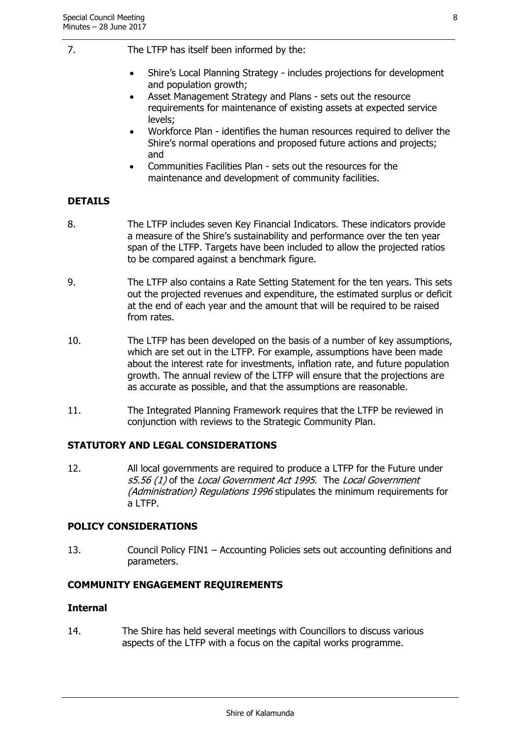7. The LTFP has itself been informed by the:

   - Shire's Local Planning Strategy - includes projections for development and population growth;
   - Asset Management Strategy and Plans - sets out the resource requirements for maintenance of existing assets at expected service levels;
   - Workforce Plan - identifies the human resources required to deliver the Shire's normal operations and proposed future actions and projects; and
   - Communities Facilities Plan - sets out the resources for the maintenance and development of community facilities.

## DETAILS

8. The LTFP includes seven Key Financial Indicators. These indicators provide a measure of the Shire's sustainability and performance over the ten year span of the LTFP. Targets have been included to allow the projected ratios to be compared against a benchmark figure.

9. The LTFP also contains a Rate Setting Statement for the ten years. This sets out the projected revenues and expenditure, the estimated surplus or deficit at the end of each year and the amount that will be required to be raised from rates.

10. The LTFP has been developed on the basis of a number of key assumptions, which are set out in the LTFP. For example, assumptions have been made about the interest rate for investments, inflation rate, and future population growth. The annual review of the LTFP will ensure that the projections are as accurate as possible, and that the assumptions are reasonable.

11. The Integrated Planning Framework requires that the LTFP be reviewed in conjunction with reviews to the Strategic Community Plan.

## STATUTORY AND LEGAL CONSIDERATIONS

12. All local governments are required to produce a LTFP for the Future under *s5.56 (1)* of the *Local Government Act 1995*. The *Local Government (Administration) Regulations 1996* stipulates the minimum requirements for a LTFP.

## POLICY CONSIDERATIONS

13. Council Policy FIN1 – Accounting Policies sets out accounting definitions and parameters.

## COMMUNITY ENGAGEMENT REQUIREMENTS

### Internal

14. The Shire has held several meetings with Councillors to discuss various aspects of the LTFP with a focus on the capital works programme.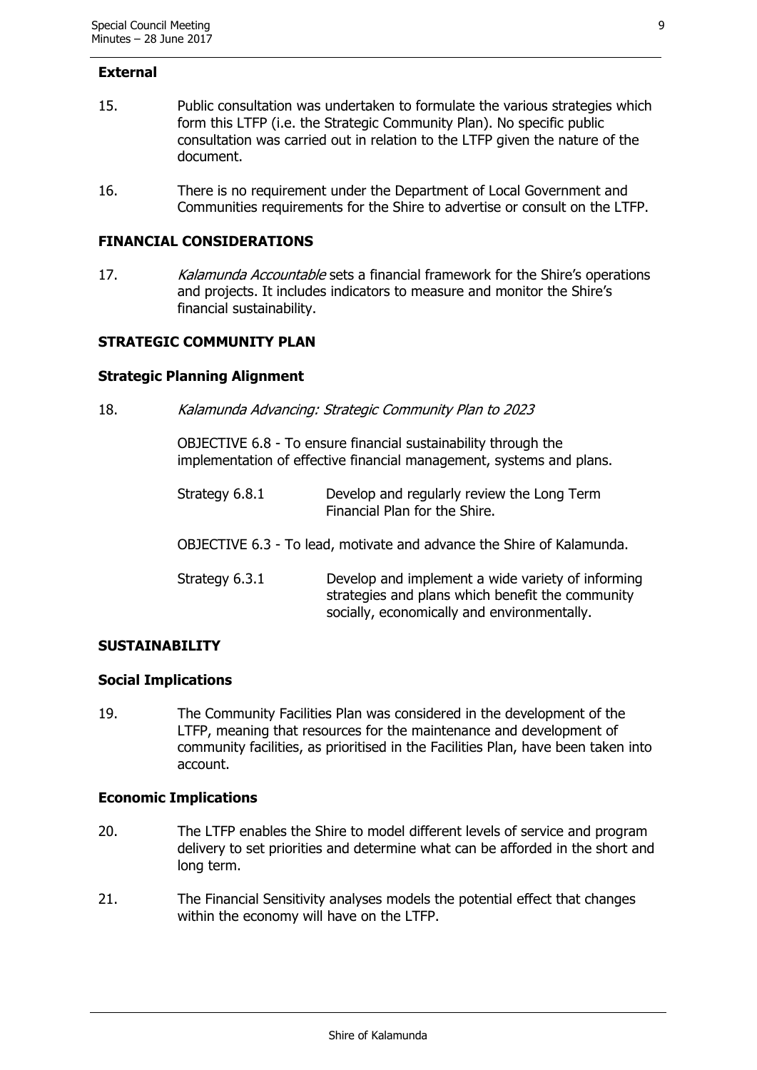**External**

15. Public consultation was undertaken to formulate the various strategies which form this LTFP (i.e. the Strategic Community Plan). No specific public consultation was carried out in relation to the LTFP given the nature of the document.

16. There is no requirement under the Department of Local Government and Communities requirements for the Shire to advertise or consult on the LTFP.

## FINANCIAL CONSIDERATIONS

17. *Kalamunda Accountable* sets a financial framework for the Shire's operations and projects. It includes indicators to measure and monitor the Shire's financial sustainability.

## STRATEGIC COMMUNITY PLAN

**Strategic Planning Alignment**

18. *Kalamunda Advancing: Strategic Community Plan to 2023*

OBJECTIVE 6.8 - To ensure financial sustainability through the implementation of effective financial management, systems and plans.

Strategy 6.8.1 Develop and regularly review the Long Term Financial Plan for the Shire.

OBJECTIVE 6.3 - To lead, motivate and advance the Shire of Kalamunda.

Strategy 6.3.1 Develop and implement a wide variety of informing strategies and plans which benefit the community socially, economically and environmentally.

## SUSTAINABILITY

**Social Implications**

19. The Community Facilities Plan was considered in the development of the LTFP, meaning that resources for the maintenance and development of community facilities, as prioritised in the Facilities Plan, have been taken into account.

**Economic Implications**

20. The LTFP enables the Shire to model different levels of service and program delivery to set priorities and determine what can be afforded in the short and long term.

21. The Financial Sensitivity analyses models the potential effect that changes within the economy will have on the LTFP.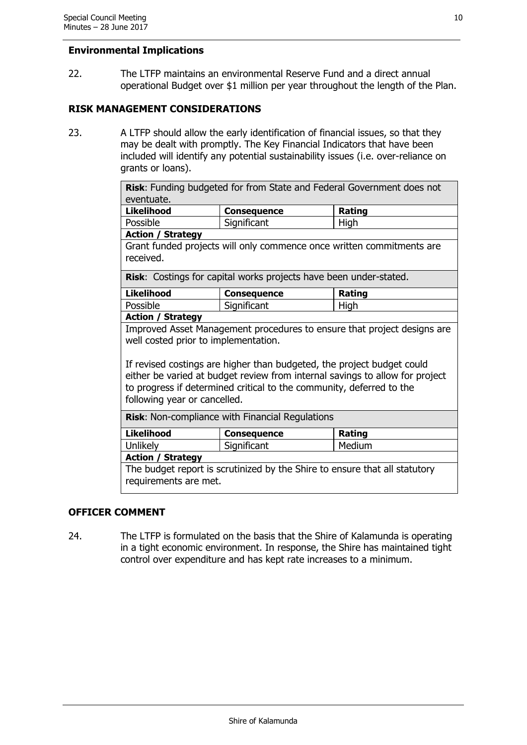### Environmental Implications

22. The LTFP maintains an environmental Reserve Fund and a direct annual operational Budget over $1 million per year throughout the length of the Plan.

## RISK MANAGEMENT CONSIDERATIONS

23. A LTFP should allow the early identification of financial issues, so that they may be dealt with promptly. The Key Financial Indicators that have been included will identify any potential sustainability issues (i.e. over-reliance on grants or loans).

| | | |
|---|---|---|
| **Risk**: Funding budgeted for from State and Federal Government does not eventuate. | | |
| **Likelihood** | **Consequence** | **Rating** |
| Possible | Significant | High |
| **Action / Strategy** | | |
| Grant funded projects will only commence once written commitments are received. | | |

| | | |
|---|---|---|
| **Risk**: Costings for capital works projects have been under-stated. | | |
| **Likelihood** | **Consequence** | **Rating** |
| Possible | Significant | High |
| **Action / Strategy** | | |
| Improved Asset Management procedures to ensure that project designs are well costed prior to implementation.<br><br>If revised costings are higher than budgeted, the project budget could either be varied at budget review from internal savings to allow for project to progress if determined critical to the community, deferred to the following year or cancelled. | | |

| | | |
|---|---|---|
| **Risk**: Non-compliance with Financial Regulations | | |
| **Likelihood** | **Consequence** | **Rating** |
| Unlikely | Significant | Medium |
| **Action / Strategy** | | |
| The budget report is scrutinized by the Shire to ensure that all statutory requirements are met. | | |

## OFFICER COMMENT

24. The LTFP is formulated on the basis that the Shire of Kalamunda is operating in a tight economic environment. In response, the Shire has maintained tight control over expenditure and has kept rate increases to a minimum.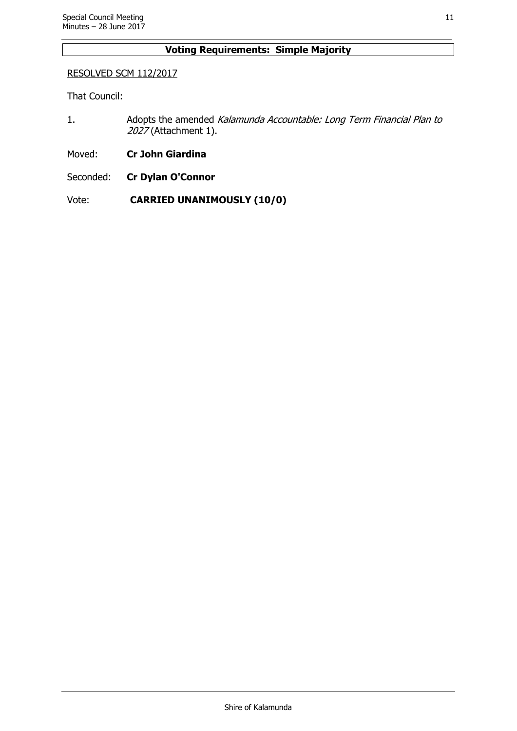**Voting Requirements: Simple Majority**

RESOLVED SCM 112/2017

That Council:

1. Adopts the amended *Kalamunda Accountable: Long Term Financial Plan to 2027* (Attachment 1).

Moved: **Cr John Giardina**

Seconded: **Cr Dylan O'Connor**

Vote: **CARRIED UNANIMOUSLY (10/0)**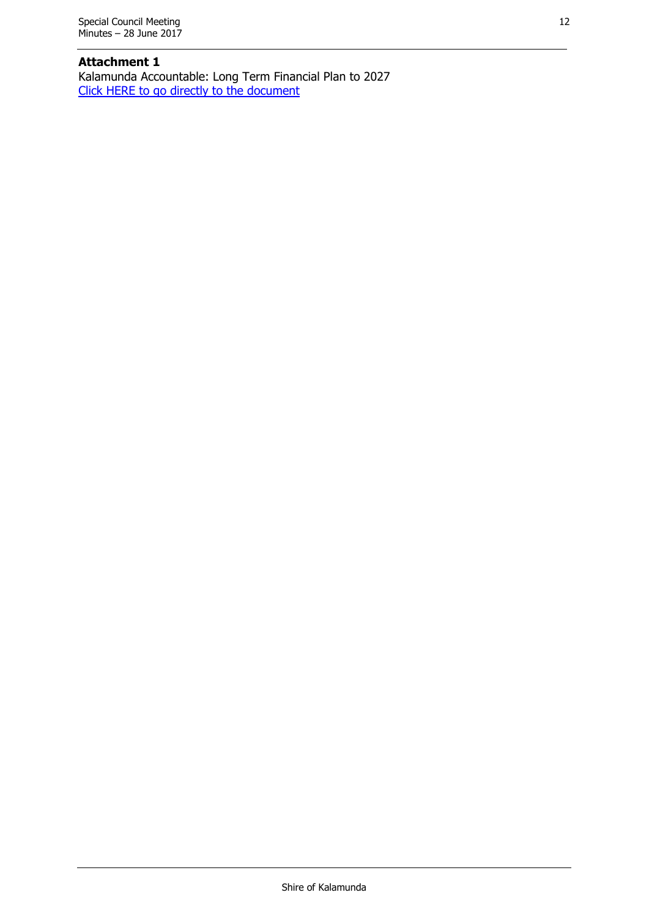**Attachment 1**

Kalamunda Accountable: Long Term Financial Plan to 2027

Click HERE to go directly to the document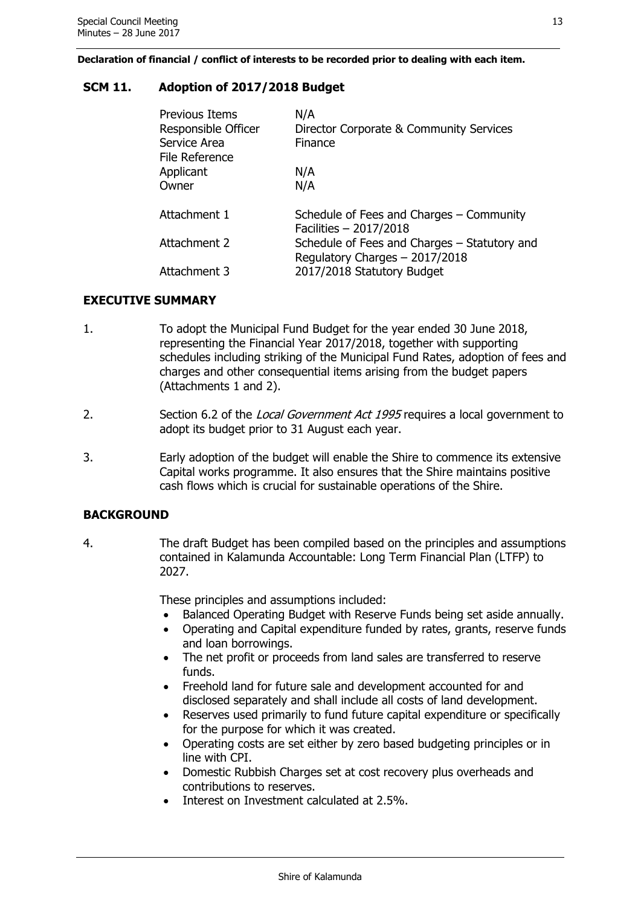**Declaration of financial / conflict of interests to be recorded prior to dealing with each item.**

## SCM 11. Adoption of 2017/2018 Budget

| | |
|---|---|
| Previous Items | N/A |
| Responsible Officer | Director Corporate & Community Services |
| Service Area | Finance |
| File Reference | |
| Applicant | N/A |
| Owner | N/A |
| | |
| Attachment 1 | Schedule of Fees and Charges – Community Facilities – 2017/2018 |
| Attachment 2 | Schedule of Fees and Charges – Statutory and Regulatory Charges – 2017/2018 |
| Attachment 3 | 2017/2018 Statutory Budget |

### EXECUTIVE SUMMARY

1. To adopt the Municipal Fund Budget for the year ended 30 June 2018, representing the Financial Year 2017/2018, together with supporting schedules including striking of the Municipal Fund Rates, adoption of fees and charges and other consequential items arising from the budget papers (Attachments 1 and 2).

2. Section 6.2 of the *Local Government Act 1995* requires a local government to adopt its budget prior to 31 August each year.

3. Early adoption of the budget will enable the Shire to commence its extensive Capital works programme. It also ensures that the Shire maintains positive cash flows which is crucial for sustainable operations of the Shire.

### BACKGROUND

4. The draft Budget has been compiled based on the principles and assumptions contained in Kalamunda Accountable: Long Term Financial Plan (LTFP) to 2027.

   These principles and assumptions included:

   - Balanced Operating Budget with Reserve Funds being set aside annually.
   - Operating and Capital expenditure funded by rates, grants, reserve funds and loan borrowings.
   - The net profit or proceeds from land sales are transferred to reserve funds.
   - Freehold land for future sale and development accounted for and disclosed separately and shall include all costs of land development.
   - Reserves used primarily to fund future capital expenditure or specifically for the purpose for which it was created.
   - Operating costs are set either by zero based budgeting principles or in line with CPI.
   - Domestic Rubbish Charges set at cost recovery plus overheads and contributions to reserves.
   - Interest on Investment calculated at 2.5%.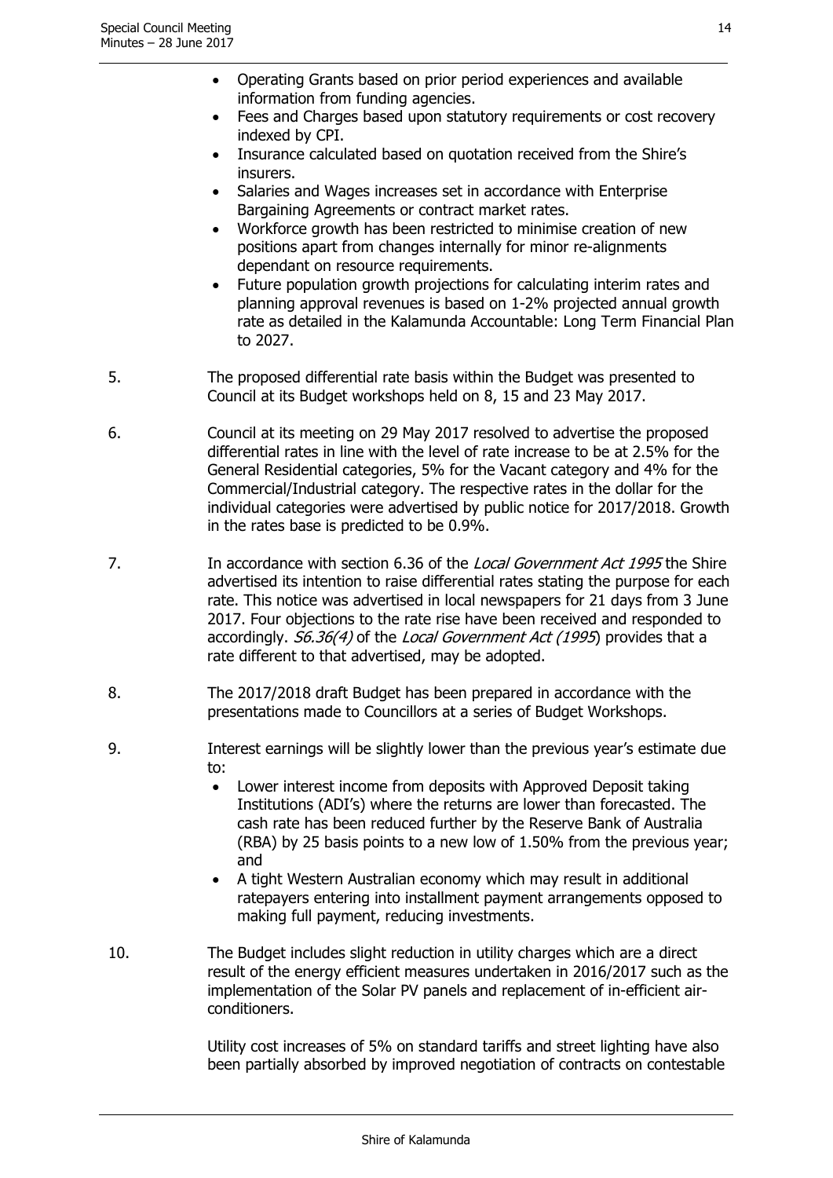- Operating Grants based on prior period experiences and available information from funding agencies.
- Fees and Charges based upon statutory requirements or cost recovery indexed by CPI.
- Insurance calculated based on quotation received from the Shire's insurers.
- Salaries and Wages increases set in accordance with Enterprise Bargaining Agreements or contract market rates.
- Workforce growth has been restricted to minimise creation of new positions apart from changes internally for minor re-alignments dependant on resource requirements.
- Future population growth projections for calculating interim rates and planning approval revenues is based on 1-2% projected annual growth rate as detailed in the Kalamunda Accountable: Long Term Financial Plan to 2027.

5. The proposed differential rate basis within the Budget was presented to Council at its Budget workshops held on 8, 15 and 23 May 2017.

6. Council at its meeting on 29 May 2017 resolved to advertise the proposed differential rates in line with the level of rate increase to be at 2.5% for the General Residential categories, 5% for the Vacant category and 4% for the Commercial/Industrial category. The respective rates in the dollar for the individual categories were advertised by public notice for 2017/2018. Growth in the rates base is predicted to be 0.9%.

7. In accordance with section 6.36 of the *Local Government Act 1995* the Shire advertised its intention to raise differential rates stating the purpose for each rate. This notice was advertised in local newspapers for 21 days from 3 June 2017. Four objections to the rate rise have been received and responded to accordingly. *S6.36(4)* of the *Local Government Act (1995*) provides that a rate different to that advertised, may be adopted.

8. The 2017/2018 draft Budget has been prepared in accordance with the presentations made to Councillors at a series of Budget Workshops.

9. Interest earnings will be slightly lower than the previous year's estimate due to:
   - Lower interest income from deposits with Approved Deposit taking Institutions (ADI's) where the returns are lower than forecasted. The cash rate has been reduced further by the Reserve Bank of Australia (RBA) by 25 basis points to a new low of 1.50% from the previous year; and
   - A tight Western Australian economy which may result in additional ratepayers entering into installment payment arrangements opposed to making full payment, reducing investments.

10. The Budget includes slight reduction in utility charges which are a direct result of the energy efficient measures undertaken in 2016/2017 such as the implementation of the Solar PV panels and replacement of in-efficient air-conditioners.

    Utility cost increases of 5% on standard tariffs and street lighting have also been partially absorbed by improved negotiation of contracts on contestable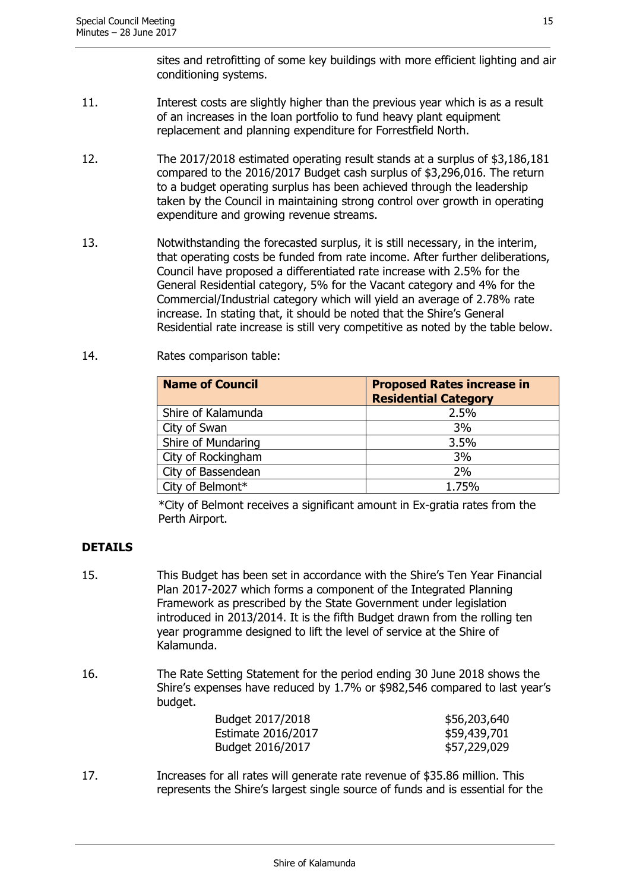sites and retrofitting of some key buildings with more efficient lighting and air conditioning systems.

11. Interest costs are slightly higher than the previous year which is as a result of an increases in the loan portfolio to fund heavy plant equipment replacement and planning expenditure for Forrestfield North.

12. The 2017/2018 estimated operating result stands at a surplus of $3,186,181 compared to the 2016/2017 Budget cash surplus of $3,296,016. The return to a budget operating surplus has been achieved through the leadership taken by the Council in maintaining strong control over growth in operating expenditure and growing revenue streams.

13. Notwithstanding the forecasted surplus, it is still necessary, in the interim, that operating costs be funded from rate income. After further deliberations, Council have proposed a differentiated rate increase with 2.5% for the General Residential category, 5% for the Vacant category and 4% for the Commercial/Industrial category which will yield an average of 2.78% rate increase. In stating that, it should be noted that the Shire's General Residential rate increase is still very competitive as noted by the table below.

14. Rates comparison table:

| Name of Council | Proposed Rates increase in Residential Category |
|---|---|
| Shire of Kalamunda | 2.5% |
| City of Swan | 3% |
| Shire of Mundaring | 3.5% |
| City of Rockingham | 3% |
| City of Bassendean | 2% |
| City of Belmont* | 1.75% |

*City of Belmont receives a significant amount in Ex-gratia rates from the Perth Airport.

## DETAILS

15. This Budget has been set in accordance with the Shire's Ten Year Financial Plan 2017-2027 which forms a component of the Integrated Planning Framework as prescribed by the State Government under legislation introduced in 2013/2014. It is the fifth Budget drawn from the rolling ten year programme designed to lift the level of service at the Shire of Kalamunda.

16. The Rate Setting Statement for the period ending 30 June 2018 shows the Shire's expenses have reduced by 1.7% or $982,546 compared to last year's budget.

| | |
|---|---|
| Budget 2017/2018 | $56,203,640 |
| Estimate 2016/2017 | $59,439,701 |
| Budget 2016/2017 | $57,229,029 |

17. Increases for all rates will generate rate revenue of $35.86 million. This represents the Shire's largest single source of funds and is essential for the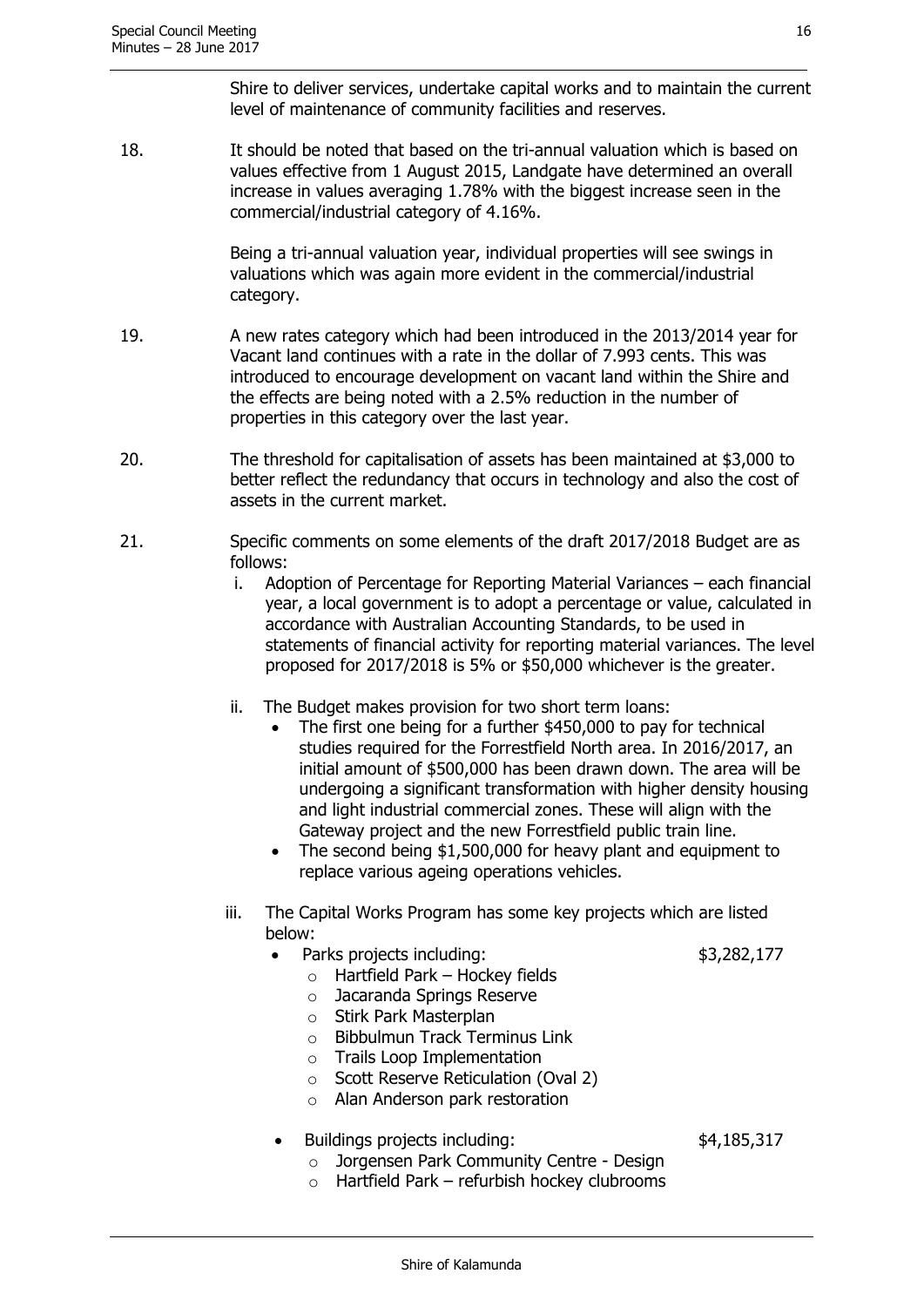Shire to deliver services, undertake capital works and to maintain the current level of maintenance of community facilities and reserves.

18. It should be noted that based on the tri-annual valuation which is based on values effective from 1 August 2015, Landgate have determined an overall increase in values averaging 1.78% with the biggest increase seen in the commercial/industrial category of 4.16%.

    Being a tri-annual valuation year, individual properties will see swings in valuations which was again more evident in the commercial/industrial category.

19. A new rates category which had been introduced in the 2013/2014 year for Vacant land continues with a rate in the dollar of 7.993 cents. This was introduced to encourage development on vacant land within the Shire and the effects are being noted with a 2.5% reduction in the number of properties in this category over the last year.

20. The threshold for capitalisation of assets has been maintained at $3,000 to better reflect the redundancy that occurs in technology and also the cost of assets in the current market.

21. Specific comments on some elements of the draft 2017/2018 Budget are as follows:

    i. Adoption of Percentage for Reporting Material Variances – each financial year, a local government is to adopt a percentage or value, calculated in accordance with Australian Accounting Standards, to be used in statements of financial activity for reporting material variances. The level proposed for 2017/2018 is 5% or $50,000 whichever is the greater.

    ii. The Budget makes provision for two short term loans:
        - The first one being for a further $450,000 to pay for technical studies required for the Forrestfield North area. In 2016/2017, an initial amount of $500,000 has been drawn down. The area will be undergoing a significant transformation with higher density housing and light industrial commercial zones. These will align with the Gateway project and the new Forrestfield public train line.
        - The second being $1,500,000 for heavy plant and equipment to replace various ageing operations vehicles.

    iii. The Capital Works Program has some key projects which are listed below:
        - Parks projects including: $3,282,177
            - Hartfield Park – Hockey fields
            - Jacaranda Springs Reserve
            - Stirk Park Masterplan
            - Bibbulmun Track Terminus Link
            - Trails Loop Implementation
            - Scott Reserve Reticulation (Oval 2)
            - Alan Anderson park restoration
        - Buildings projects including: $4,185,317
            - Jorgensen Park Community Centre - Design
            - Hartfield Park – refurbish hockey clubrooms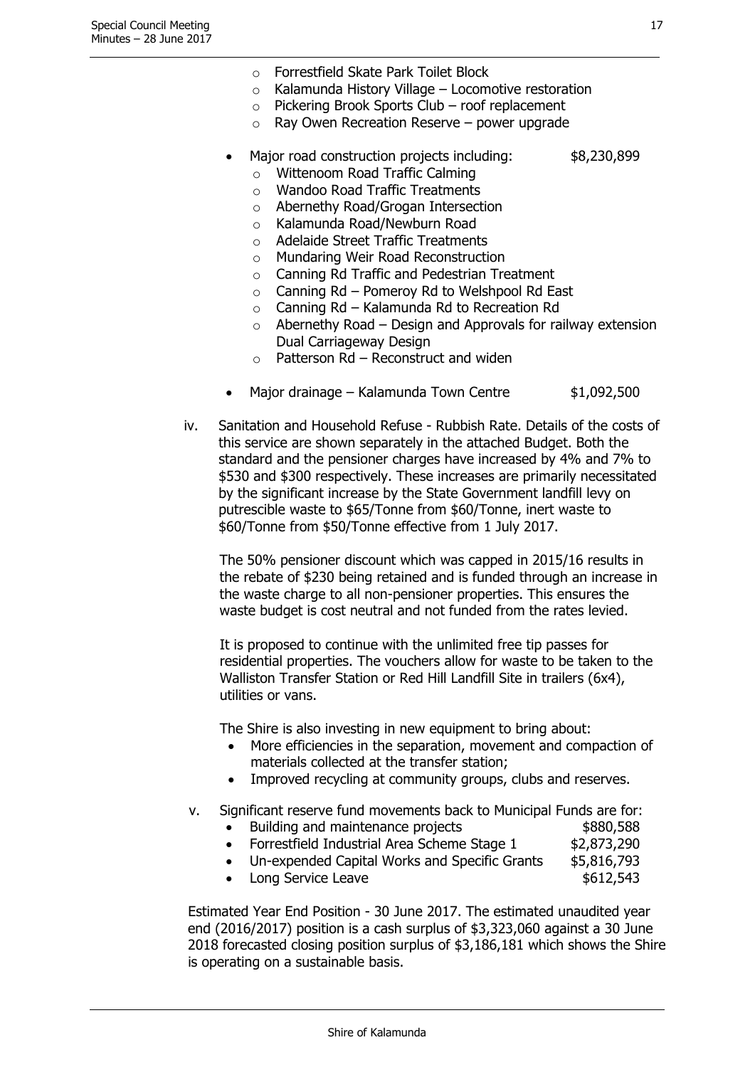- Forrestfield Skate Park Toilet Block
    - Kalamunda History Village – Locomotive restoration
    - Pickering Brook Sports Club – roof replacement
    - Ray Owen Recreation Reserve – power upgrade

- Major road construction projects including: $8,230,899
    - Wittenoom Road Traffic Calming
    - Wandoo Road Traffic Treatments
    - Abernethy Road/Grogan Intersection
    - Kalamunda Road/Newburn Road
    - Adelaide Street Traffic Treatments
    - Mundaring Weir Road Reconstruction
    - Canning Rd Traffic and Pedestrian Treatment
    - Canning Rd – Pomeroy Rd to Welshpool Rd East
    - Canning Rd – Kalamunda Rd to Recreation Rd
    - Abernethy Road – Design and Approvals for railway extension Dual Carriageway Design
    - Patterson Rd – Reconstruct and widen

- Major drainage – Kalamunda Town Centre $1,092,500

iv. Sanitation and Household Refuse - Rubbish Rate. Details of the costs of this service are shown separately in the attached Budget. Both the standard and the pensioner charges have increased by 4% and 7% to $530 and $300 respectively. These increases are primarily necessitated by the significant increase by the State Government landfill levy on putrescible waste to $65/Tonne from $60/Tonne, inert waste to $60/Tonne from $50/Tonne effective from 1 July 2017.

The 50% pensioner discount which was capped in 2015/16 results in the rebate of $230 being retained and is funded through an increase in the waste charge to all non-pensioner properties. This ensures the waste budget is cost neutral and not funded from the rates levied.

It is proposed to continue with the unlimited free tip passes for residential properties. The vouchers allow for waste to be taken to the Walliston Transfer Station or Red Hill Landfill Site in trailers (6x4), utilities or vans.

The Shire is also investing in new equipment to bring about:

- More efficiencies in the separation, movement and compaction of materials collected at the transfer station;
- Improved recycling at community groups, clubs and reserves.

v. Significant reserve fund movements back to Municipal Funds are for:

- Building and maintenance projects $880,588
- Forrestfield Industrial Area Scheme Stage 1 $2,873,290
- Un-expended Capital Works and Specific Grants $5,816,793
- Long Service Leave $612,543

Estimated Year End Position - 30 June 2017. The estimated unaudited year end (2016/2017) position is a cash surplus of $3,323,060 against a 30 June 2018 forecasted closing position surplus of $3,186,181 which shows the Shire is operating on a sustainable basis.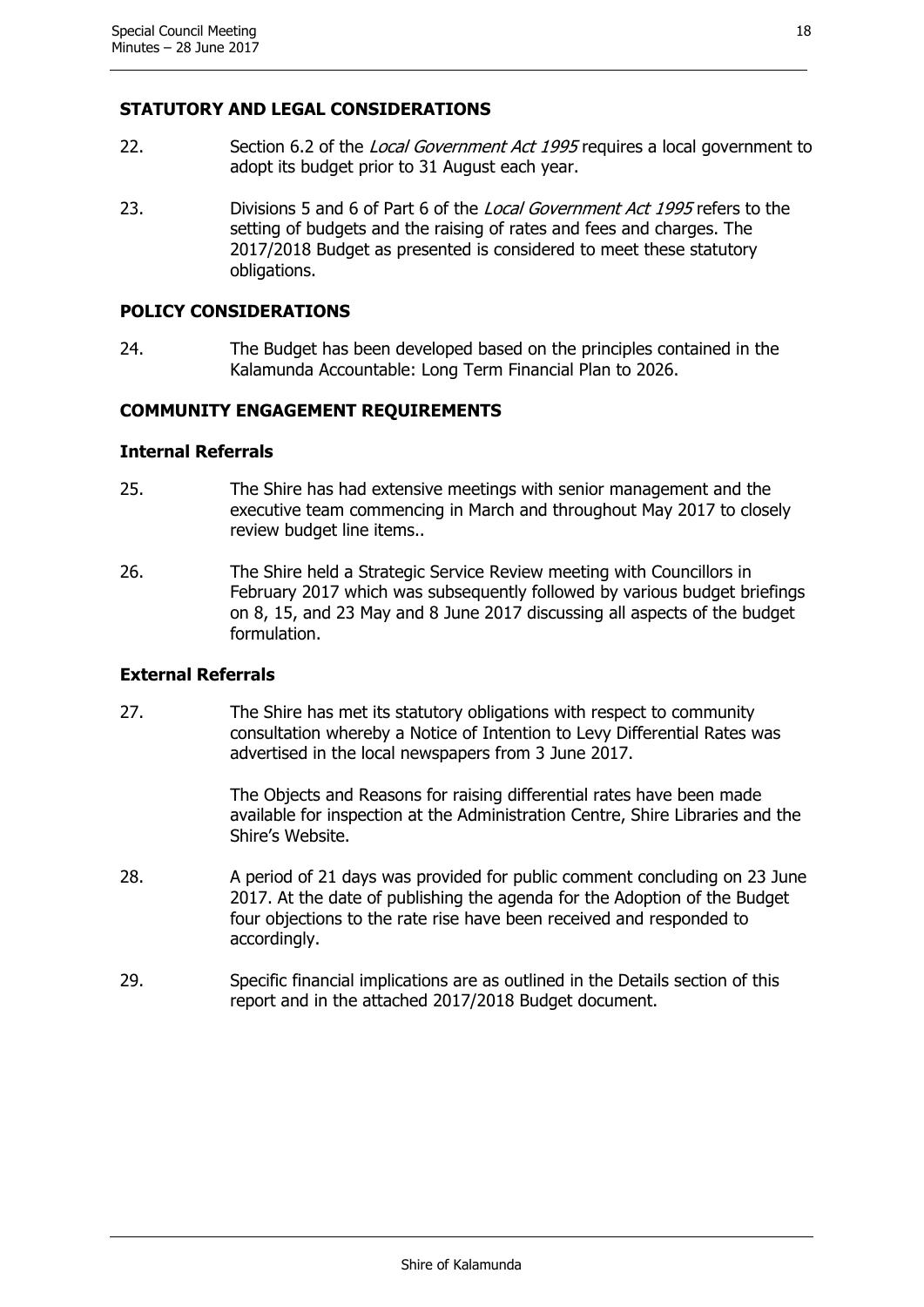## STATUTORY AND LEGAL CONSIDERATIONS

22. Section 6.2 of the *Local Government Act 1995* requires a local government to adopt its budget prior to 31 August each year.

23. Divisions 5 and 6 of Part 6 of the *Local Government Act 1995* refers to the setting of budgets and the raising of rates and fees and charges. The 2017/2018 Budget as presented is considered to meet these statutory obligations.

## POLICY CONSIDERATIONS

24. The Budget has been developed based on the principles contained in the Kalamunda Accountable: Long Term Financial Plan to 2026.

## COMMUNITY ENGAGEMENT REQUIREMENTS

### Internal Referrals

25. The Shire has had extensive meetings with senior management and the executive team commencing in March and throughout May 2017 to closely review budget line items..

26. The Shire held a Strategic Service Review meeting with Councillors in February 2017 which was subsequently followed by various budget briefings on 8, 15, and 23 May and 8 June 2017 discussing all aspects of the budget formulation.

### External Referrals

27. The Shire has met its statutory obligations with respect to community consultation whereby a Notice of Intention to Levy Differential Rates was advertised in the local newspapers from 3 June 2017.

    The Objects and Reasons for raising differential rates have been made available for inspection at the Administration Centre, Shire Libraries and the Shire's Website.

28. A period of 21 days was provided for public comment concluding on 23 June 2017. At the date of publishing the agenda for the Adoption of the Budget four objections to the rate rise have been received and responded to accordingly.

29. Specific financial implications are as outlined in the Details section of this report and in the attached 2017/2018 Budget document.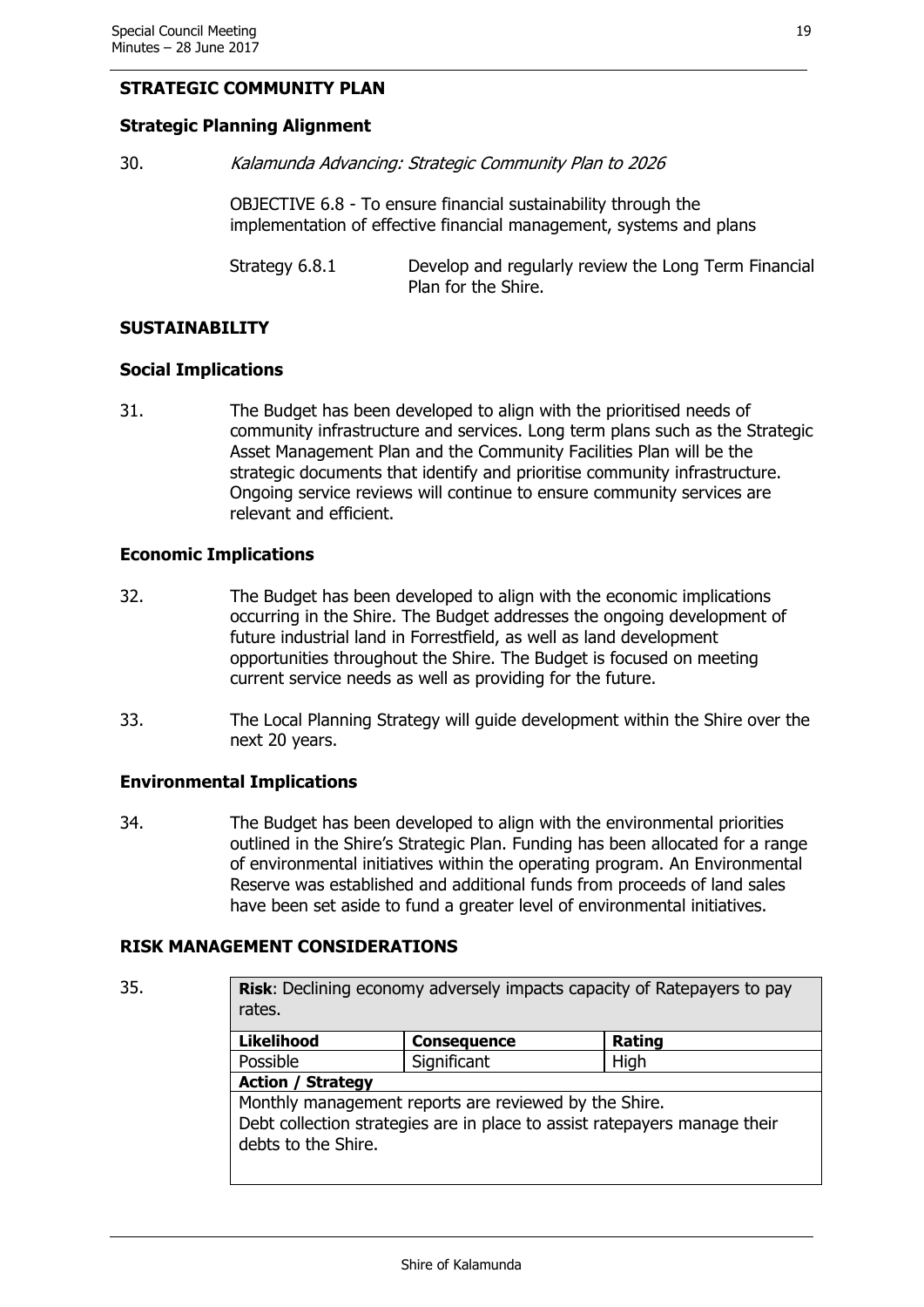## STRATEGIC COMMUNITY PLAN

### Strategic Planning Alignment

30. *Kalamunda Advancing: Strategic Community Plan to 2026*

    OBJECTIVE 6.8 - To ensure financial sustainability through the implementation of effective financial management, systems and plans

    Strategy 6.8.1 Develop and regularly review the Long Term Financial Plan for the Shire.

## SUSTAINABILITY

### Social Implications

31. The Budget has been developed to align with the prioritised needs of community infrastructure and services. Long term plans such as the Strategic Asset Management Plan and the Community Facilities Plan will be the strategic documents that identify and prioritise community infrastructure. Ongoing service reviews will continue to ensure community services are relevant and efficient.

### Economic Implications

32. The Budget has been developed to align with the economic implications occurring in the Shire. The Budget addresses the ongoing development of future industrial land in Forrestfield, as well as land development opportunities throughout the Shire. The Budget is focused on meeting current service needs as well as providing for the future.

33. The Local Planning Strategy will guide development within the Shire over the next 20 years.

### Environmental Implications

34. The Budget has been developed to align with the environmental priorities outlined in the Shire's Strategic Plan. Funding has been allocated for a range of environmental initiatives within the operating program. An Environmental Reserve was established and additional funds from proceeds of land sales have been set aside to fund a greater level of environmental initiatives.

## RISK MANAGEMENT CONSIDERATIONS

35.

| **Risk**: Declining economy adversely impacts capacity of Ratepayers to pay rates. | | |
|---|---|---|
| **Likelihood** | **Consequence** | **Rating** |
| Possible | Significant | High |
| **Action / Strategy** | | |
| Monthly management reports are reviewed by the Shire.<br>Debt collection strategies are in place to assist ratepayers manage their debts to the Shire. | | |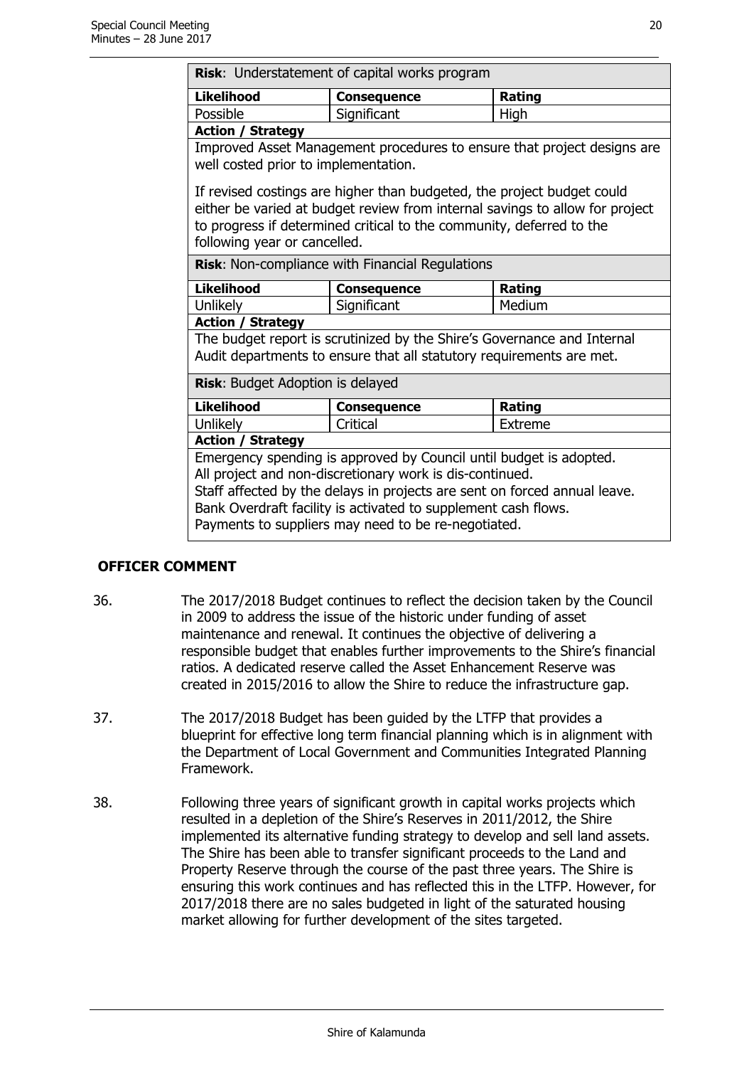| **Risk**: Understatement of capital works program | | |
|---|---|---|
| **Likelihood** | **Consequence** | **Rating** |
| Possible | Significant | High |
| **Action / Strategy** | | |
| Improved Asset Management procedures to ensure that project designs are well costed prior to implementation.<br><br>If revised costings are higher than budgeted, the project budget could either be varied at budget review from internal savings to allow for project to progress if determined critical to the community, deferred to the following year or cancelled. | | |

| **Risk**: Non-compliance with Financial Regulations | | |
|---|---|---|
| **Likelihood** | **Consequence** | **Rating** |
| Unlikely | Significant | Medium |
| **Action / Strategy** | | |
| The budget report is scrutinized by the Shire's Governance and Internal Audit departments to ensure that all statutory requirements are met. | | |

| **Risk**: Budget Adoption is delayed | | |
|---|---|---|
| **Likelihood** | **Consequence** | **Rating** |
| Unlikely | Critical | Extreme |
| **Action / Strategy** | | |
| Emergency spending is approved by Council until budget is adopted.<br>All project and non-discretionary work is dis-continued.<br>Staff affected by the delays in projects are sent on forced annual leave.<br>Bank Overdraft facility is activated to supplement cash flows.<br>Payments to suppliers may need to be re-negotiated. | | |

## OFFICER COMMENT

36. The 2017/2018 Budget continues to reflect the decision taken by the Council in 2009 to address the issue of the historic under funding of asset maintenance and renewal. It continues the objective of delivering a responsible budget that enables further improvements to the Shire's financial ratios. A dedicated reserve called the Asset Enhancement Reserve was created in 2015/2016 to allow the Shire to reduce the infrastructure gap.

37. The 2017/2018 Budget has been guided by the LTFP that provides a blueprint for effective long term financial planning which is in alignment with the Department of Local Government and Communities Integrated Planning Framework.

38. Following three years of significant growth in capital works projects which resulted in a depletion of the Shire's Reserves in 2011/2012, the Shire implemented its alternative funding strategy to develop and sell land assets. The Shire has been able to transfer significant proceeds to the Land and Property Reserve through the course of the past three years. The Shire is ensuring this work continues and has reflected this in the LTFP. However, for 2017/2018 there are no sales budgeted in light of the saturated housing market allowing for further development of the sites targeted.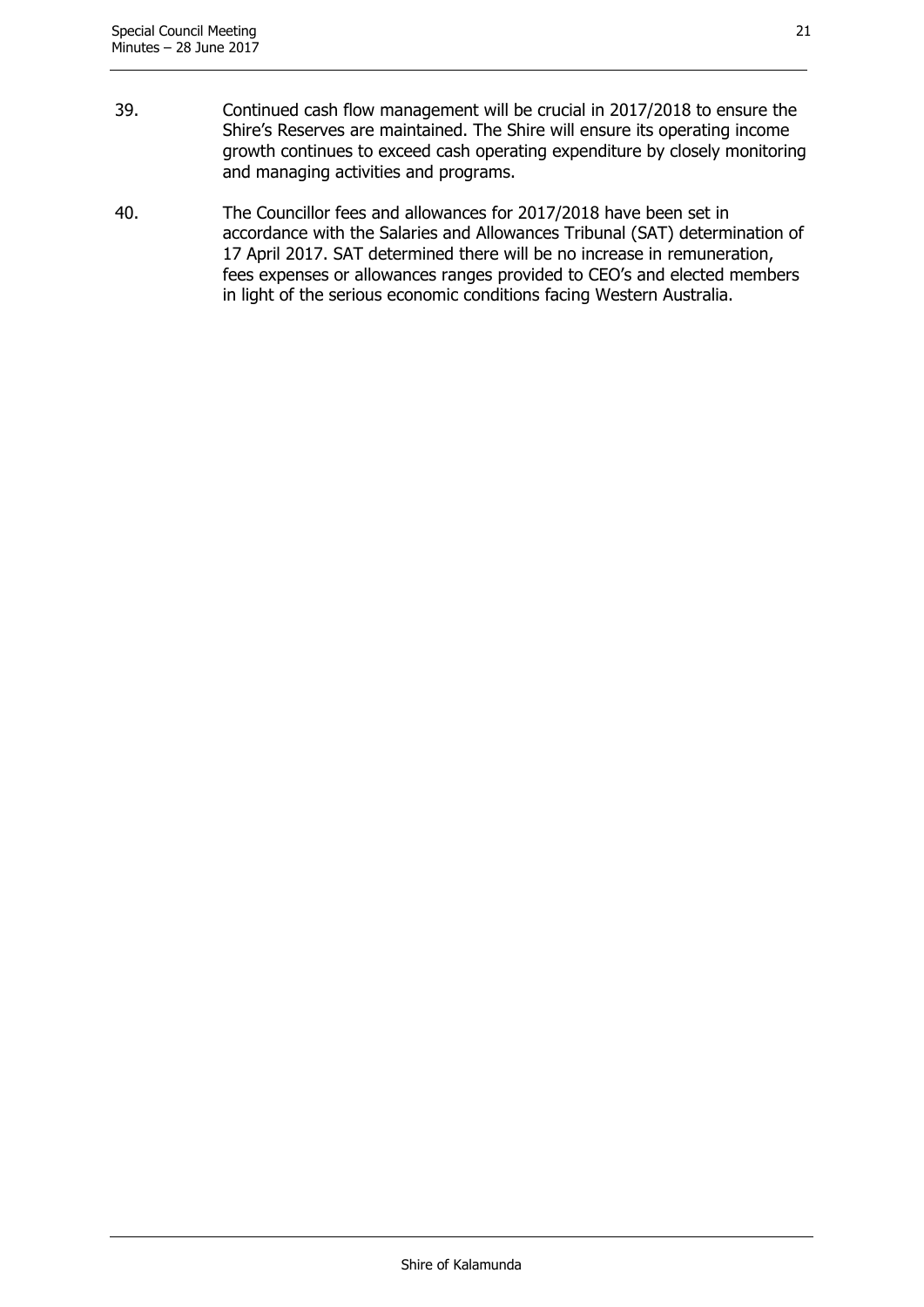39. Continued cash flow management will be crucial in 2017/2018 to ensure the Shire's Reserves are maintained. The Shire will ensure its operating income growth continues to exceed cash operating expenditure by closely monitoring and managing activities and programs.

40. The Councillor fees and allowances for 2017/2018 have been set in accordance with the Salaries and Allowances Tribunal (SAT) determination of 17 April 2017. SAT determined there will be no increase in remuneration, fees expenses or allowances ranges provided to CEO's and elected members in light of the serious economic conditions facing Western Australia.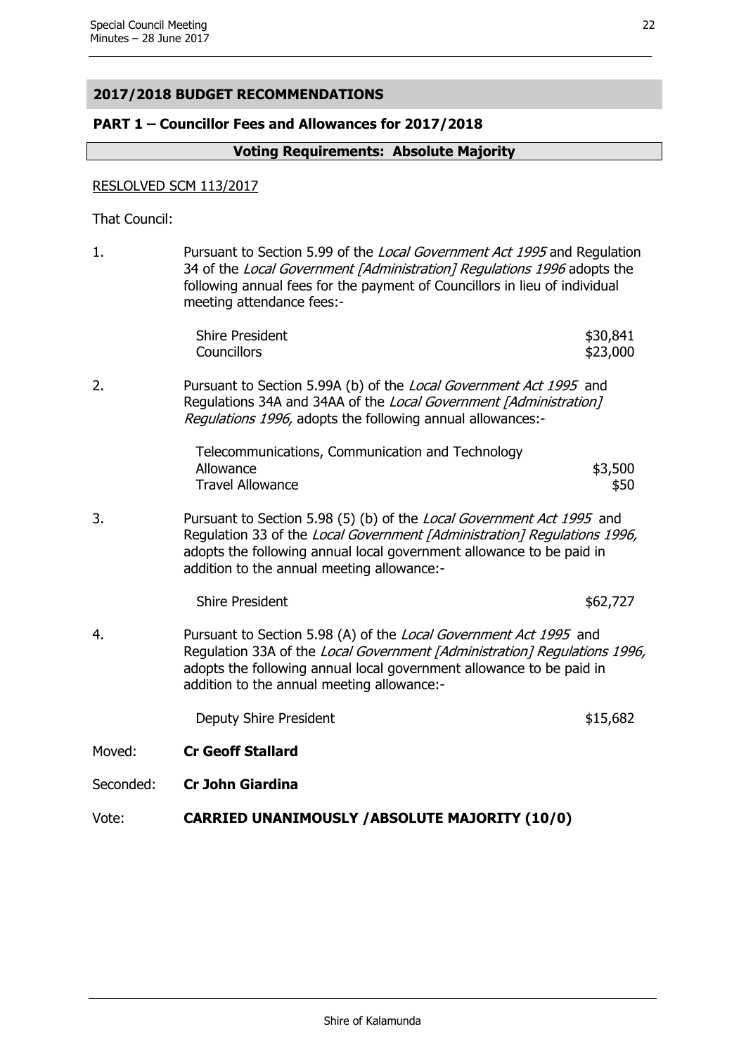## 2017/2018 BUDGET RECOMMENDATIONS

### PART 1 – Councillor Fees and Allowances for 2017/2018

**Voting Requirements: Absolute Majority**

RESLOLVED SCM 113/2017

That Council:

1. Pursuant to Section 5.99 of the *Local Government Act 1995* and Regulation 34 of the *Local Government [Administration] Regulations 1996* adopts the following annual fees for the payment of Councillors in lieu of individual meeting attendance fees:-

| | |
|---|---|
| Shire President | $30,841 |
| Councillors | $23,000 |

2. Pursuant to Section 5.99A (b) of the *Local Government Act 1995* and Regulations 34A and 34AA of the *Local Government [Administration] Regulations 1996,* adopts the following annual allowances:-

| | |
|---|---|
| Telecommunications, Communication and Technology Allowance | $3,500 |
| Travel Allowance | $50 |

3. Pursuant to Section 5.98 (5) (b) of the *Local Government Act 1995* and Regulation 33 of the *Local Government [Administration] Regulations 1996,* adopts the following annual local government allowance to be paid in addition to the annual meeting allowance:-

| | |
|---|---|
| Shire President | $62,727 |

4. Pursuant to Section 5.98 (A) of the *Local Government Act 1995* and Regulation 33A of the *Local Government [Administration] Regulations 1996,* adopts the following annual local government allowance to be paid in addition to the annual meeting allowance:-

| | |
|---|---|
| Deputy Shire President | $15,682 |

Moved: **Cr Geoff Stallard**

Seconded: **Cr John Giardina**

Vote: **CARRIED UNANIMOUSLY /ABSOLUTE MAJORITY (10/0)**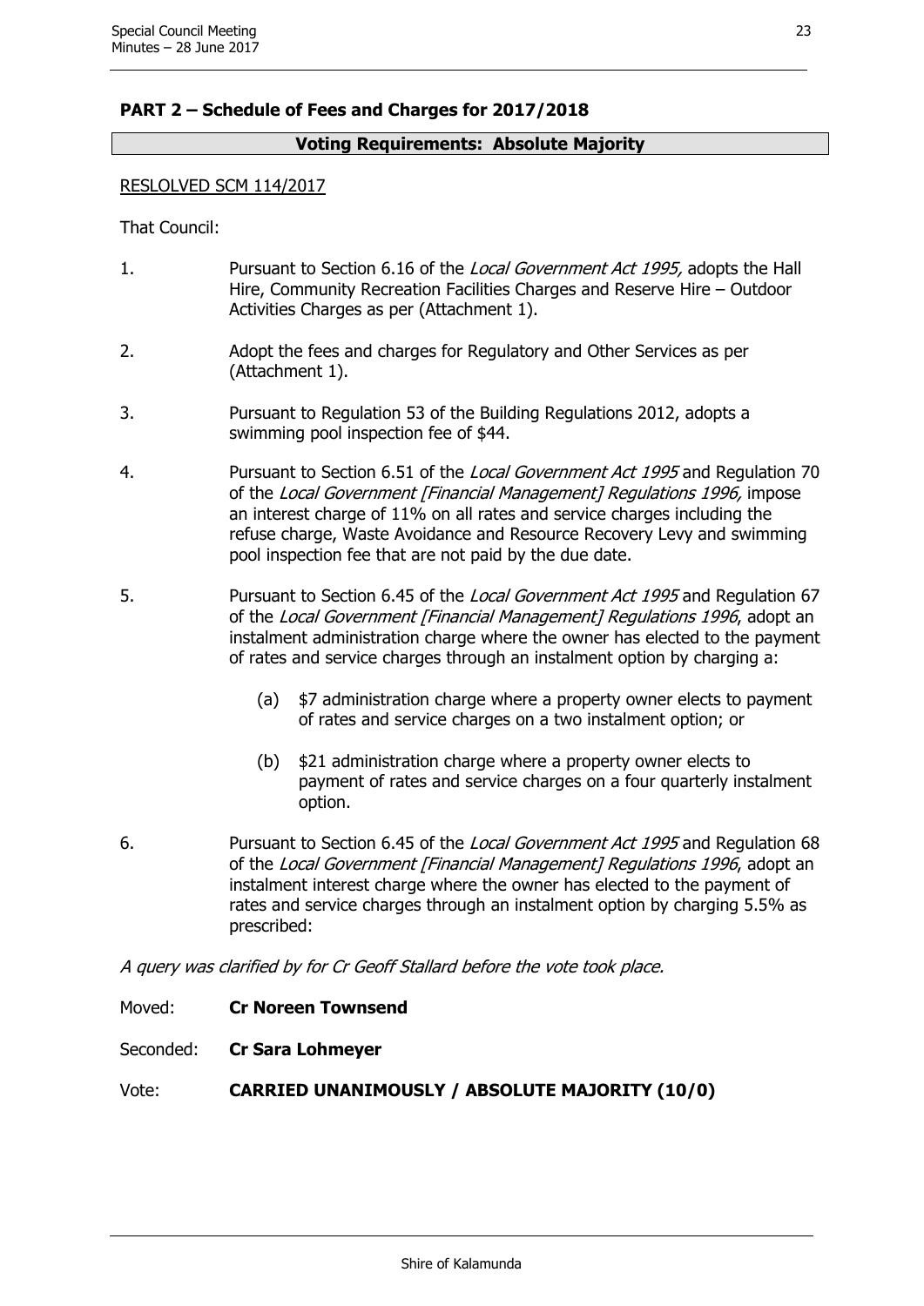## PART 2 – Schedule of Fees and Charges for 2017/2018

**Voting Requirements: Absolute Majority**

RESLOLVED SCM 114/2017

That Council:

1. Pursuant to Section 6.16 of the *Local Government Act 1995,* adopts the Hall Hire, Community Recreation Facilities Charges and Reserve Hire – Outdoor Activities Charges as per (Attachment 1).

2. Adopt the fees and charges for Regulatory and Other Services as per (Attachment 1).

3. Pursuant to Regulation 53 of the Building Regulations 2012, adopts a swimming pool inspection fee of $44.

4. Pursuant to Section 6.51 of the *Local Government Act 1995* and Regulation 70 of the *Local Government [Financial Management] Regulations 1996,* impose an interest charge of 11% on all rates and service charges including the refuse charge, Waste Avoidance and Resource Recovery Levy and swimming pool inspection fee that are not paid by the due date.

5. Pursuant to Section 6.45 of the *Local Government Act 1995* and Regulation 67 of the *Local Government [Financial Management] Regulations 1996*, adopt an instalment administration charge where the owner has elected to the payment of rates and service charges through an instalment option by charging a:

   (a) $7 administration charge where a property owner elects to payment of rates and service charges on a two instalment option; or

   (b) $21 administration charge where a property owner elects to payment of rates and service charges on a four quarterly instalment option.

6. Pursuant to Section 6.45 of the *Local Government Act 1995* and Regulation 68 of the *Local Government [Financial Management] Regulations 1996*, adopt an instalment interest charge where the owner has elected to the payment of rates and service charges through an instalment option by charging 5.5% as prescribed:

*A query was clarified by for Cr Geoff Stallard before the vote took place.*

Moved: **Cr Noreen Townsend**

Seconded: **Cr Sara Lohmeyer**

Vote: **CARRIED UNANIMOUSLY / ABSOLUTE MAJORITY (10/0)**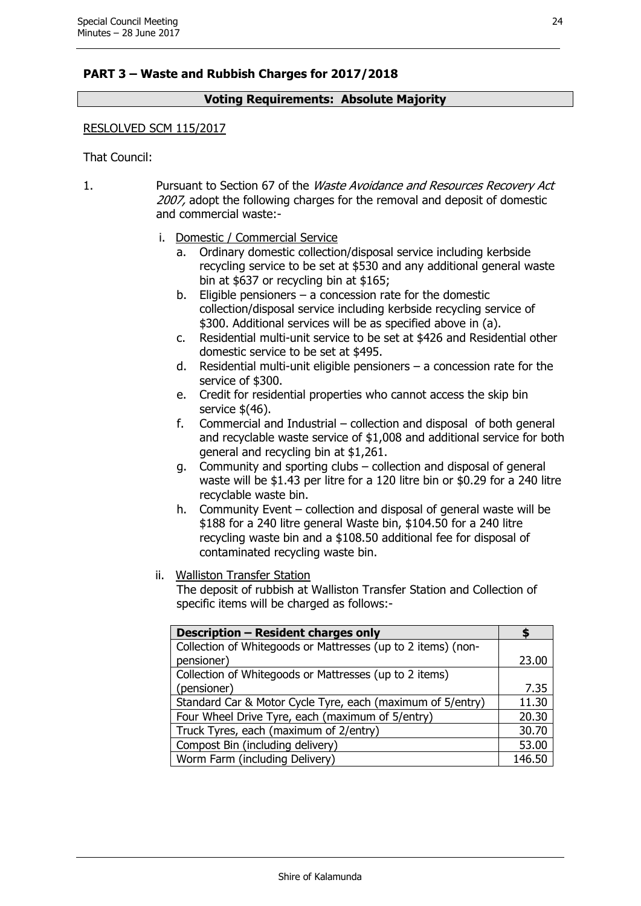## PART 3 – Waste and Rubbish Charges for 2017/2018

**Voting Requirements: Absolute Majority**

RESLOLVED SCM 115/2017

That Council:

1. Pursuant to Section 67 of the *Waste Avoidance and Resources Recovery Act 2007,* adopt the following charges for the removal and deposit of domestic and commercial waste:-

   i. Domestic / Commercial Service

      a. Ordinary domestic collection/disposal service including kerbside recycling service to be set at $530 and any additional general waste bin at $637 or recycling bin at $165;
      b. Eligible pensioners – a concession rate for the domestic collection/disposal service including kerbside recycling service of $300. Additional services will be as specified above in (a).
      c. Residential multi-unit service to be set at $426 and Residential other domestic service to be set at $495.
      d. Residential multi-unit eligible pensioners – a concession rate for the service of $300.
      e. Credit for residential properties who cannot access the skip bin service $(46).
      f. Commercial and Industrial – collection and disposal of both general and recyclable waste service of $1,008 and additional service for both general and recycling bin at $1,261.
      g. Community and sporting clubs – collection and disposal of general waste will be $1.43 per litre for a 120 litre bin or $0.29 for a 240 litre recyclable waste bin.
      h. Community Event – collection and disposal of general waste will be $188 for a 240 litre general Waste bin, $104.50 for a 240 litre recycling waste bin and a $108.50 additional fee for disposal of contaminated recycling waste bin.

   ii. Walliston Transfer Station

   The deposit of rubbish at Walliston Transfer Station and Collection of specific items will be charged as follows:-

| Description – Resident charges only | $ |
|---|---|
| Collection of Whitegoods or Mattresses (up to 2 items) (non-pensioner) | 23.00 |
| Collection of Whitegoods or Mattresses (up to 2 items) (pensioner) | 7.35 |
| Standard Car & Motor Cycle Tyre, each (maximum of 5/entry) | 11.30 |
| Four Wheel Drive Tyre, each (maximum of 5/entry) | 20.30 |
| Truck Tyres, each (maximum of 2/entry) | 30.70 |
| Compost Bin (including delivery) | 53.00 |
| Worm Farm (including Delivery) | 146.50 |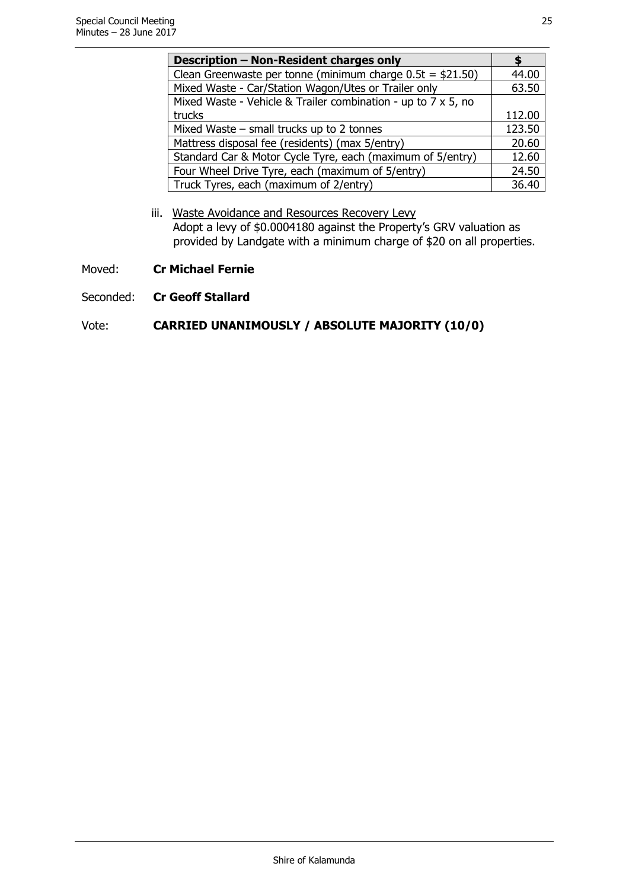| Description – Non-Resident charges only | $ |
|---|---|
| Clean Greenwaste per tonne (minimum charge 0.5t = $21.50) | 44.00 |
| Mixed Waste - Car/Station Wagon/Utes or Trailer only | 63.50 |
| Mixed Waste - Vehicle & Trailer combination - up to 7 x 5, no trucks | 112.00 |
| Mixed Waste – small trucks up to 2 tonnes | 123.50 |
| Mattress disposal fee (residents) (max 5/entry) | 20.60 |
| Standard Car & Motor Cycle Tyre, each (maximum of 5/entry) | 12.60 |
| Four Wheel Drive Tyre, each (maximum of 5/entry) | 24.50 |
| Truck Tyres, each (maximum of 2/entry) | 36.40 |

iii. Waste Avoidance and Resources Recovery Levy
Adopt a levy of $0.0004180 against the Property's GRV valuation as provided by Landgate with a minimum charge of $20 on all properties.

Moved: **Cr Michael Fernie**

Seconded: **Cr Geoff Stallard**

Vote: **CARRIED UNANIMOUSLY / ABSOLUTE MAJORITY (10/0)**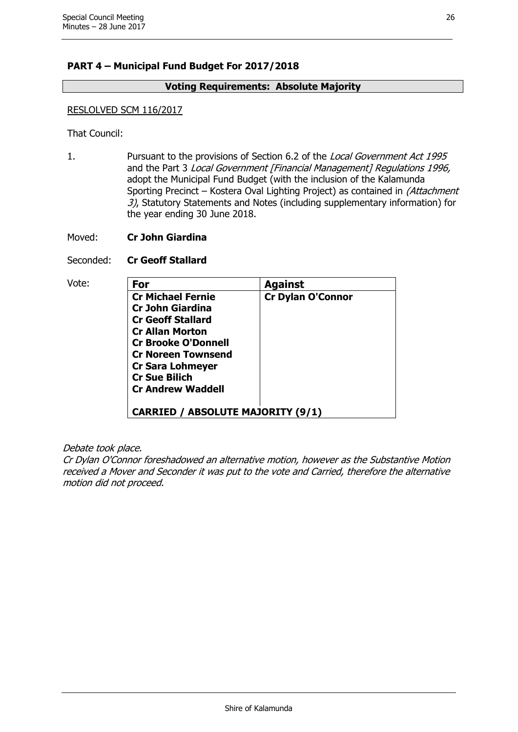## PART 4 – Municipal Fund Budget For 2017/2018

**Voting Requirements: Absolute Majority**

RESLOLVED SCM 116/2017

That Council:

1. Pursuant to the provisions of Section 6.2 of the *Local Government Act 1995* and the Part 3 *Local Government [Financial Management] Regulations 1996,* adopt the Municipal Fund Budget (with the inclusion of the Kalamunda Sporting Precinct – Kostera Oval Lighting Project) as contained in *(Attachment 3)*, Statutory Statements and Notes (including supplementary information) for the year ending 30 June 2018.

Moved: **Cr John Giardina**

Seconded: **Cr Geoff Stallard**

Vote:

| For | Against |
|---|---|
| **Cr Michael Fernie**<br>**Cr John Giardina**<br>**Cr Geoff Stallard**<br>**Cr Allan Morton**<br>**Cr Brooke O'Donnell**<br>**Cr Noreen Townsend**<br>**Cr Sara Lohmeyer**<br>**Cr Sue Bilich**<br>**Cr Andrew Waddell** | **Cr Dylan O'Connor** |
| **CARRIED / ABSOLUTE MAJORITY (9/1)** | |

*Debate took place.*
*Cr Dylan O'Connor foreshadowed an alternative motion, however as the Substantive Motion received a Mover and Seconder it was put to the vote and Carried, therefore the alternative motion did not proceed.*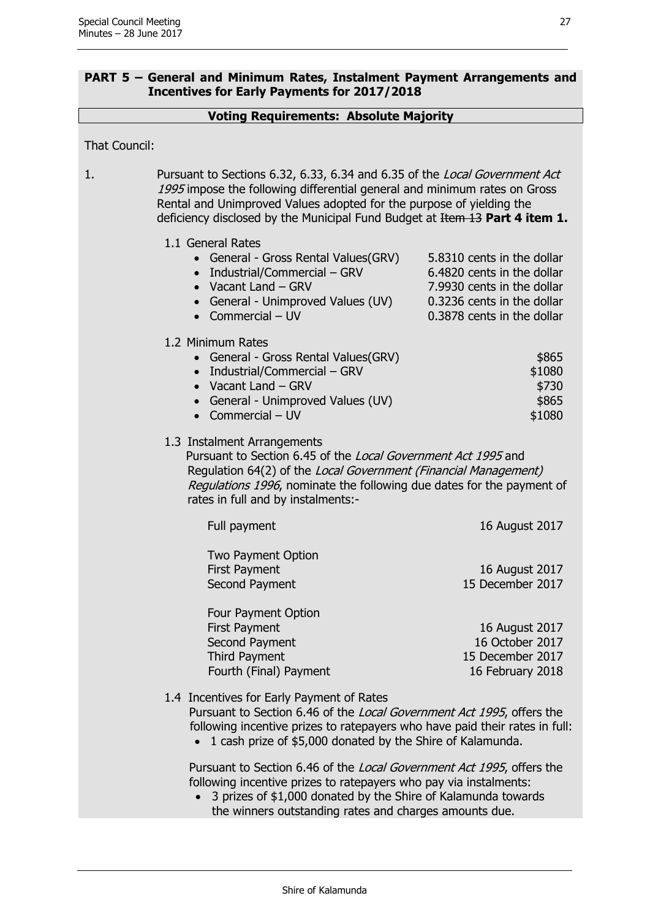## PART 5 – General and Minimum Rates, Instalment Payment Arrangements and Incentives for Early Payments for 2017/2018

**Voting Requirements: Absolute Majority**

That Council:

1. Pursuant to Sections 6.32, 6.33, 6.34 and 6.35 of the *Local Government Act 1995* impose the following differential general and minimum rates on Gross Rental and Unimproved Values adopted for the purpose of yielding the deficiency disclosed by the Municipal Fund Budget at ~~Item 13~~ **Part 4 item 1.**

   1.1 General Rates

   | | |
   |---|---|
   | • General - Gross Rental Values(GRV) | 5.8310 cents in the dollar |
   | • Industrial/Commercial – GRV | 6.4820 cents in the dollar |
   | • Vacant Land – GRV | 7.9930 cents in the dollar |
   | • General - Unimproved Values (UV) | 0.3236 cents in the dollar |
   | • Commercial – UV | 0.3878 cents in the dollar |

   1.2 Minimum Rates

   | | |
   |---|---|
   | • General - Gross Rental Values(GRV) | $865 |
   | • Industrial/Commercial – GRV | $1080 |
   | • Vacant Land – GRV | $730 |
   | • General - Unimproved Values (UV) | $865 |
   | • Commercial – UV | $1080 |

   1.3 Instalment Arrangements
   Pursuant to Section 6.45 of the *Local Government Act 1995* and Regulation 64(2) of the *Local Government (Financial Management) Regulations 1996*, nominate the following due dates for the payment of rates in full and by instalments:-

   | | |
   |---|---|
   | Full payment | 16 August 2017 |
   | **Two Payment Option** | |
   | First Payment | 16 August 2017 |
   | Second Payment | 15 December 2017 |
   | **Four Payment Option** | |
   | First Payment | 16 August 2017 |
   | Second Payment | 16 October 2017 |
   | Third Payment | 15 December 2017 |
   | Fourth (Final) Payment | 16 February 2018 |

   1.4 Incentives for Early Payment of Rates
   Pursuant to Section 6.46 of the *Local Government Act 1995*, offers the following incentive prizes to ratepayers who have paid their rates in full:

   - 1 cash prize of $5,000 donated by the Shire of Kalamunda.

   Pursuant to Section 6.46 of the *Local Government Act 1995*, offers the following incentive prizes to ratepayers who pay via instalments:

   - 3 prizes of $1,000 donated by the Shire of Kalamunda towards the winners outstanding rates and charges amounts due.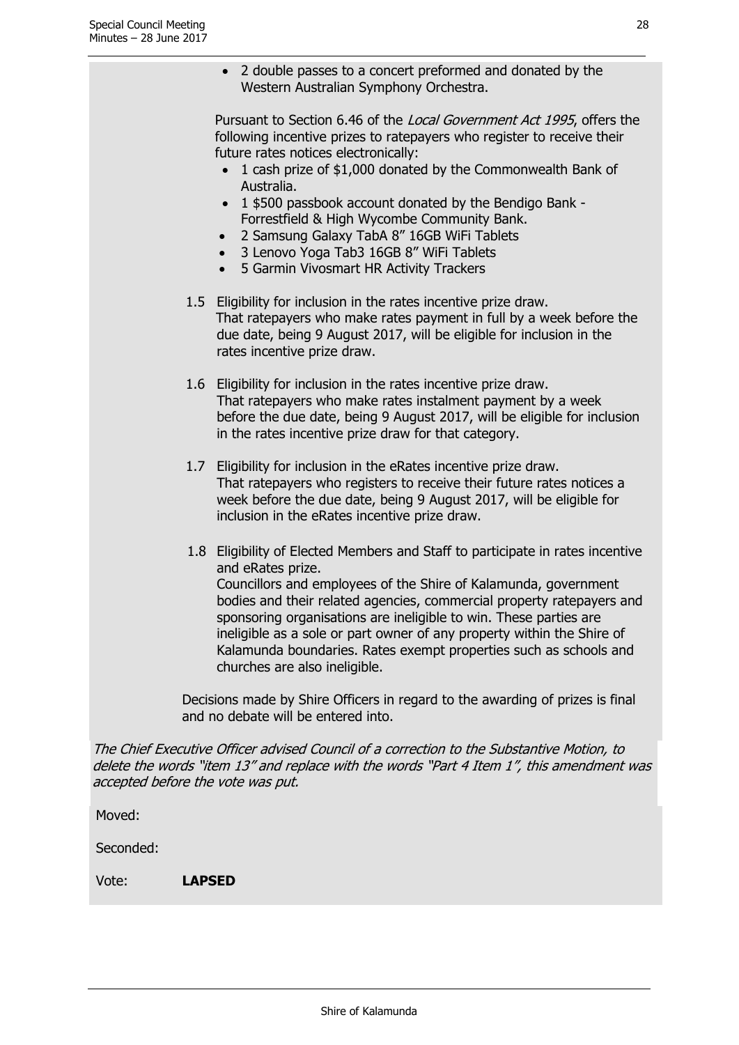- 2 double passes to a concert preformed and donated by the Western Australian Symphony Orchestra.

Pursuant to Section 6.46 of the *Local Government Act 1995*, offers the following incentive prizes to ratepayers who register to receive their future rates notices electronically:

- 1 cash prize of $1,000 donated by the Commonwealth Bank of Australia.
- 1 $500 passbook account donated by the Bendigo Bank - Forrestfield & High Wycombe Community Bank.
- 2 Samsung Galaxy TabA 8" 16GB WiFi Tablets
- 3 Lenovo Yoga Tab3 16GB 8" WiFi Tablets
- 5 Garmin Vivosmart HR Activity Trackers

1.5 Eligibility for inclusion in the rates incentive prize draw.
That ratepayers who make rates payment in full by a week before the due date, being 9 August 2017, will be eligible for inclusion in the rates incentive prize draw.

1.6 Eligibility for inclusion in the rates incentive prize draw.
That ratepayers who make rates instalment payment by a week before the due date, being 9 August 2017, will be eligible for inclusion in the rates incentive prize draw for that category.

1.7 Eligibility for inclusion in the eRates incentive prize draw.
That ratepayers who registers to receive their future rates notices a week before the due date, being 9 August 2017, will be eligible for inclusion in the eRates incentive prize draw.

1.8 Eligibility of Elected Members and Staff to participate in rates incentive and eRates prize.
Councillors and employees of the Shire of Kalamunda, government bodies and their related agencies, commercial property ratepayers and sponsoring organisations are ineligible to win. These parties are ineligible as a sole or part owner of any property within the Shire of Kalamunda boundaries. Rates exempt properties such as schools and churches are also ineligible.

Decisions made by Shire Officers in regard to the awarding of prizes is final and no debate will be entered into.

*The Chief Executive Officer advised Council of a correction to the Substantive Motion, to delete the words "item 13" and replace with the words "Part 4 Item 1", this amendment was accepted before the vote was put.*

Moved:

Seconded:

Vote: **LAPSED**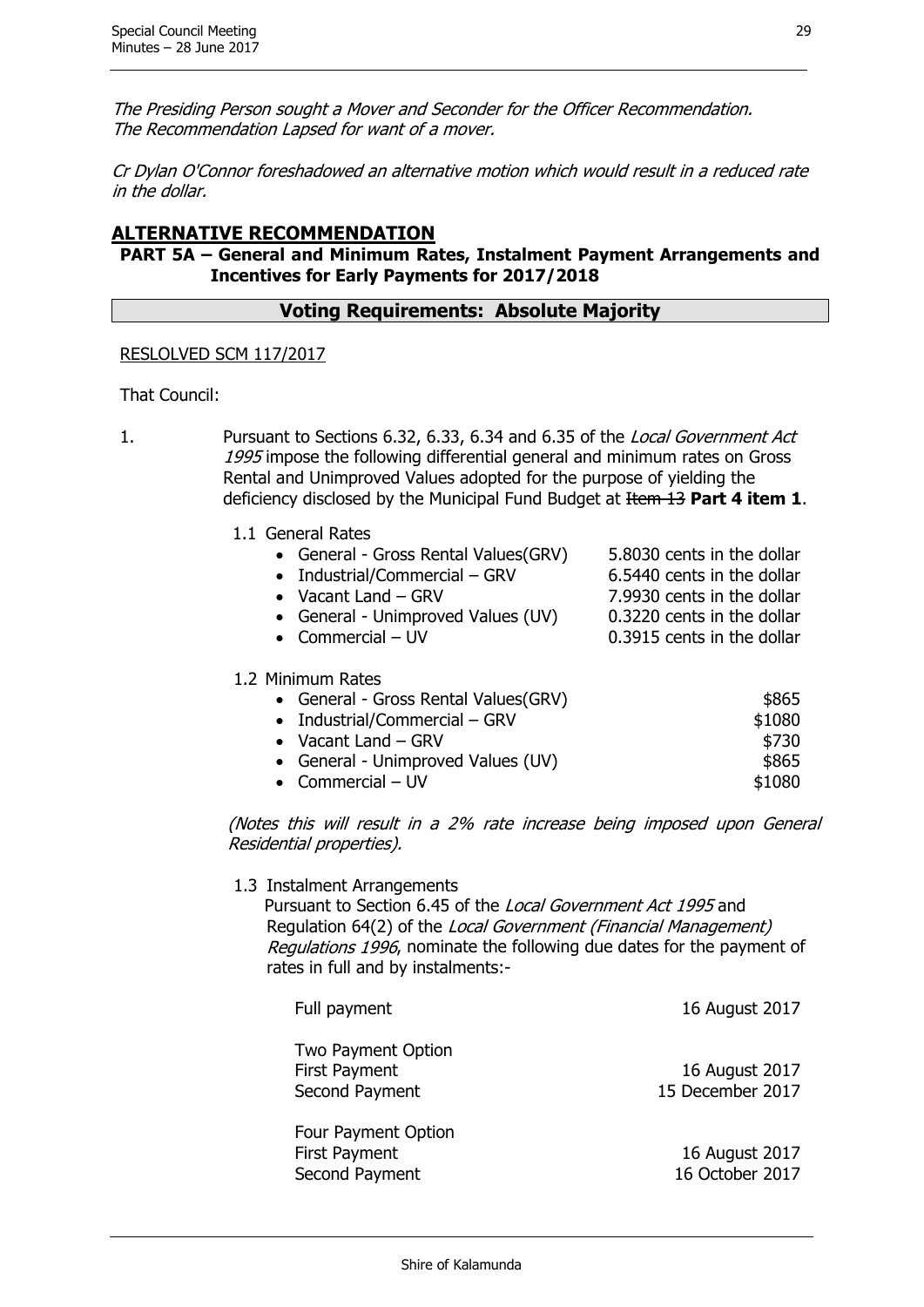*The Presiding Person sought a Mover and Seconder for the Officer Recommendation. The Recommendation Lapsed for want of a mover.*

*Cr Dylan O'Connor foreshadowed an alternative motion which would result in a reduced rate in the dollar.*

## ALTERNATIVE RECOMMENDATION

**PART 5A – General and Minimum Rates, Instalment Payment Arrangements and Incentives for Early Payments for 2017/2018**

**Voting Requirements: Absolute Majority**

RESLOLVED SCM 117/2017

That Council:

1. Pursuant to Sections 6.32, 6.33, 6.34 and 6.35 of the *Local Government Act 1995* impose the following differential general and minimum rates on Gross Rental and Unimproved Values adopted for the purpose of yielding the deficiency disclosed by the Municipal Fund Budget at ~~Item 13~~ **Part 4 item 1**.

   1.1 General Rates

| | |
|---|---|
| General - Gross Rental Values(GRV) | 5.8030 cents in the dollar |
| Industrial/Commercial – GRV | 6.5440 cents in the dollar |
| Vacant Land – GRV | 7.9930 cents in the dollar |
| General - Unimproved Values (UV) | 0.3220 cents in the dollar |
| Commercial – UV | 0.3915 cents in the dollar |

   1.2 Minimum Rates

| | |
|---|---|
| General - Gross Rental Values(GRV) | $865 |
| Industrial/Commercial – GRV | $1080 |
| Vacant Land – GRV | $730 |
| General - Unimproved Values (UV) | $865 |
| Commercial – UV | $1080 |

   *(Notes this will result in a 2% rate increase being imposed upon General Residential properties).*

   1.3 Instalment Arrangements

   Pursuant to Section 6.45 of the *Local Government Act 1995* and Regulation 64(2) of the *Local Government (Financial Management) Regulations 1996*, nominate the following due dates for the payment of rates in full and by instalments:-

| | |
|---|---|
| Full payment | 16 August 2017 |
| **Two Payment Option** | |
| First Payment | 16 August 2017 |
| Second Payment | 15 December 2017 |
| **Four Payment Option** | |
| First Payment | 16 August 2017 |
| Second Payment | 16 October 2017 |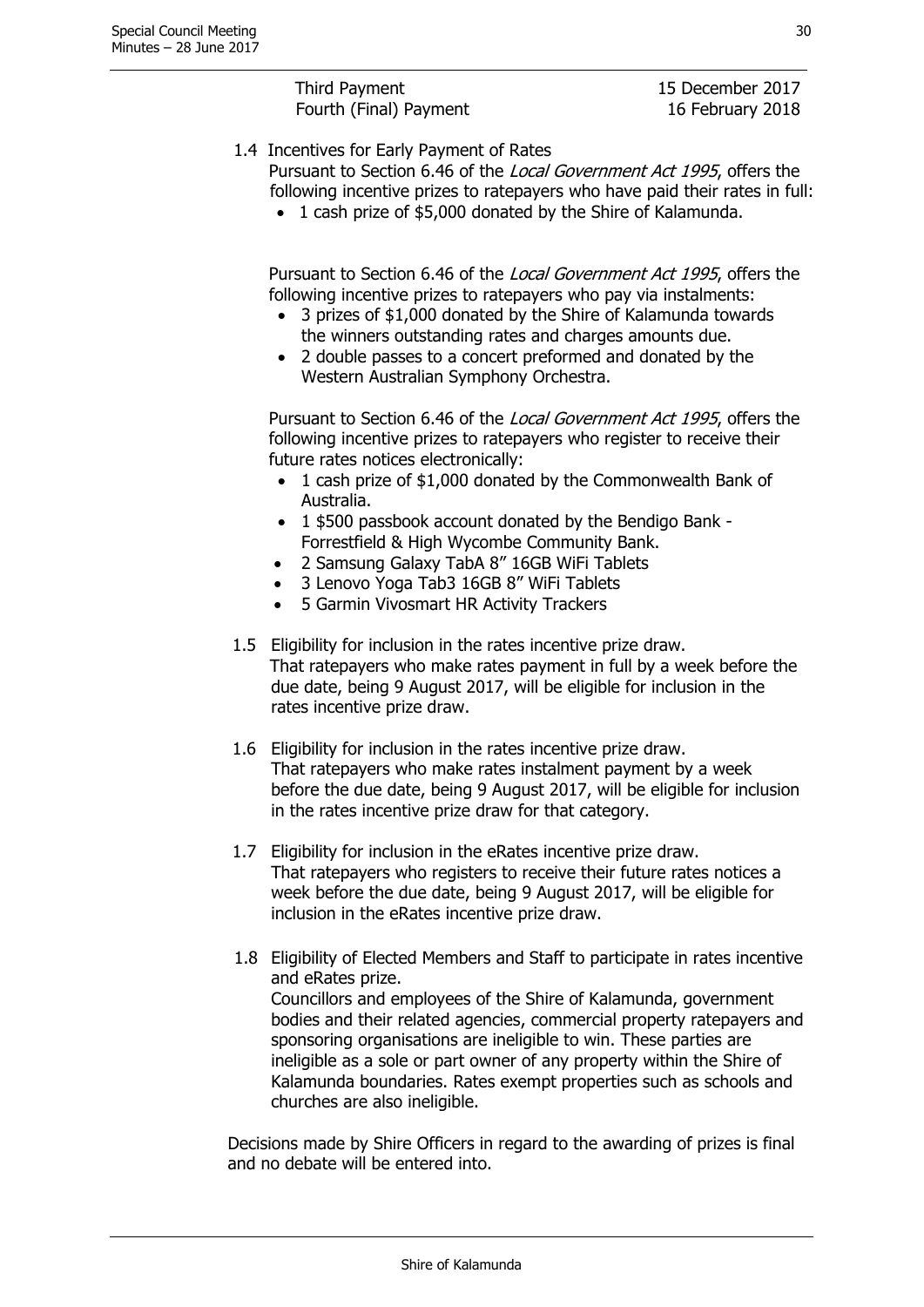| | |
|---|---|
| Third Payment | 15 December 2017 |
| Fourth (Final) Payment | 16 February 2018 |

1.4 Incentives for Early Payment of Rates

Pursuant to Section 6.46 of the *Local Government Act 1995*, offers the following incentive prizes to ratepayers who have paid their rates in full:

- 1 cash prize of $5,000 donated by the Shire of Kalamunda.

Pursuant to Section 6.46 of the *Local Government Act 1995*, offers the following incentive prizes to ratepayers who pay via instalments:

- 3 prizes of $1,000 donated by the Shire of Kalamunda towards the winners outstanding rates and charges amounts due.
- 2 double passes to a concert preformed and donated by the Western Australian Symphony Orchestra.

Pursuant to Section 6.46 of the *Local Government Act 1995*, offers the following incentive prizes to ratepayers who register to receive their future rates notices electronically:

- 1 cash prize of $1,000 donated by the Commonwealth Bank of Australia.
- 1 $500 passbook account donated by the Bendigo Bank - Forrestfield & High Wycombe Community Bank.
- 2 Samsung Galaxy TabA 8" 16GB WiFi Tablets
- 3 Lenovo Yoga Tab3 16GB 8" WiFi Tablets
- 5 Garmin Vivosmart HR Activity Trackers

1.5 Eligibility for inclusion in the rates incentive prize draw.

That ratepayers who make rates payment in full by a week before the due date, being 9 August 2017, will be eligible for inclusion in the rates incentive prize draw.

1.6 Eligibility for inclusion in the rates incentive prize draw.

That ratepayers who make rates instalment payment by a week before the due date, being 9 August 2017, will be eligible for inclusion in the rates incentive prize draw for that category.

1.7 Eligibility for inclusion in the eRates incentive prize draw.

That ratepayers who registers to receive their future rates notices a week before the due date, being 9 August 2017, will be eligible for inclusion in the eRates incentive prize draw.

1.8 Eligibility of Elected Members and Staff to participate in rates incentive and eRates prize.

Councillors and employees of the Shire of Kalamunda, government bodies and their related agencies, commercial property ratepayers and sponsoring organisations are ineligible to win. These parties are ineligible as a sole or part owner of any property within the Shire of Kalamunda boundaries. Rates exempt properties such as schools and churches are also ineligible.

Decisions made by Shire Officers in regard to the awarding of prizes is final and no debate will be entered into.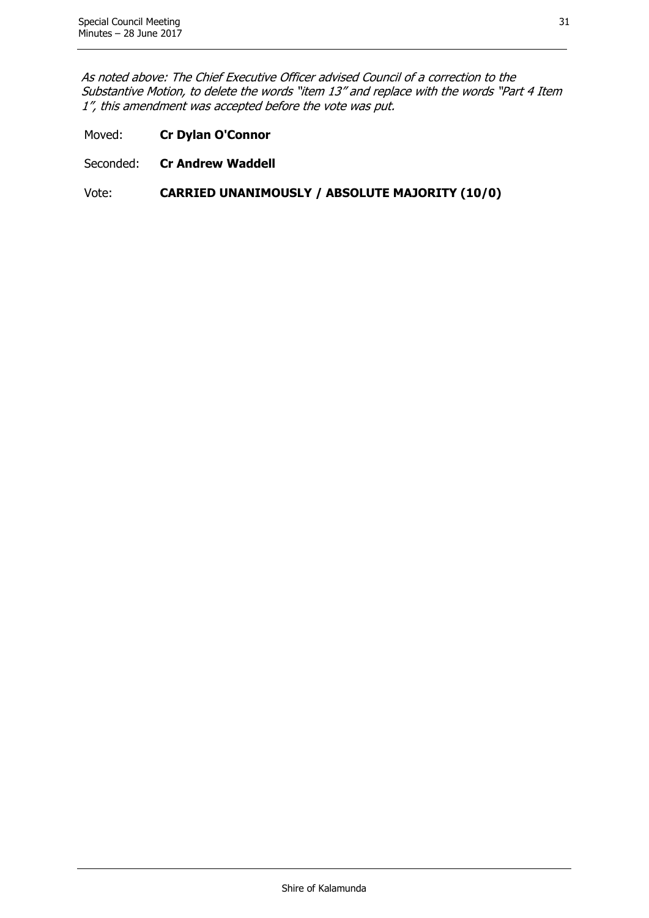*As noted above: The Chief Executive Officer advised Council of a correction to the Substantive Motion, to delete the words "item 13" and replace with the words "Part 4 Item 1", this amendment was accepted before the vote was put.*

Moved: **Cr Dylan O'Connor**

Seconded: **Cr Andrew Waddell**

Vote: **CARRIED UNANIMOUSLY / ABSOLUTE MAJORITY (10/0)**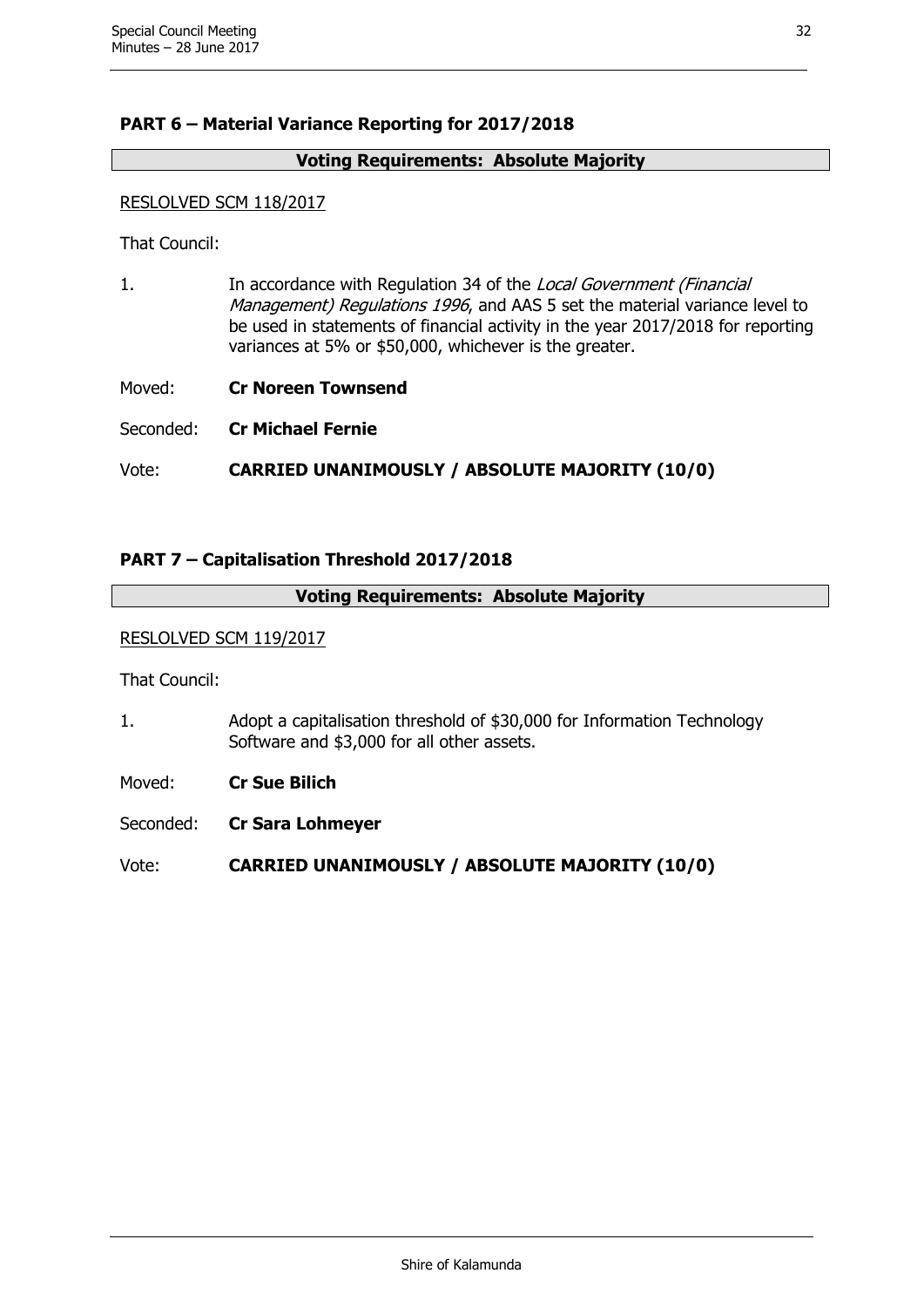## PART 6 – Material Variance Reporting for 2017/2018

**Voting Requirements: Absolute Majority**

RESLOLVED SCM 118/2017

That Council:

1. In accordance with Regulation 34 of the *Local Government (Financial Management) Regulations 1996*, and AAS 5 set the material variance level to be used in statements of financial activity in the year 2017/2018 for reporting variances at 5% or $50,000, whichever is the greater.

Moved: **Cr Noreen Townsend**

Seconded: **Cr Michael Fernie**

Vote: **CARRIED UNANIMOUSLY / ABSOLUTE MAJORITY (10/0)**

## PART 7 – Capitalisation Threshold 2017/2018

**Voting Requirements: Absolute Majority**

RESLOLVED SCM 119/2017

That Council:

1. Adopt a capitalisation threshold of $30,000 for Information Technology Software and $3,000 for all other assets.

Moved: **Cr Sue Bilich**

Seconded: **Cr Sara Lohmeyer**

Vote: **CARRIED UNANIMOUSLY / ABSOLUTE MAJORITY (10/0)**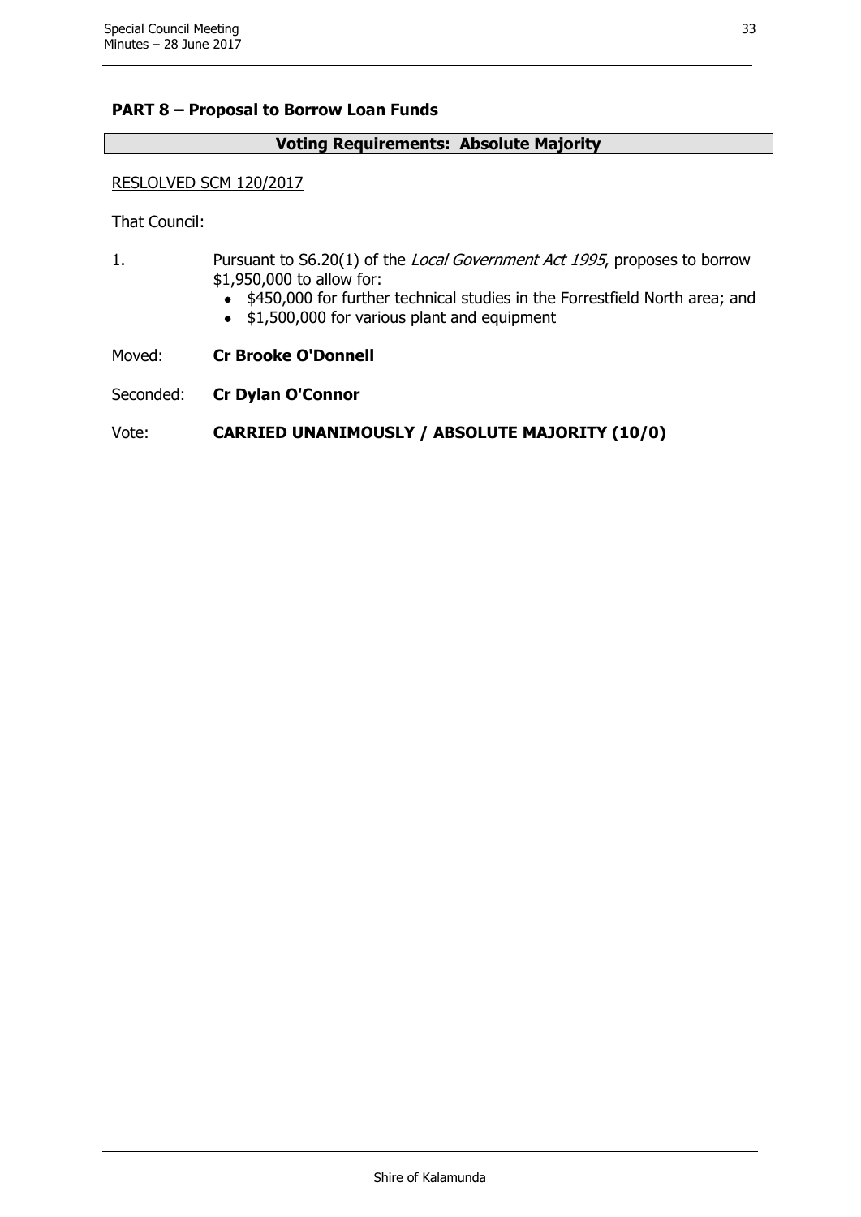## PART 8 – Proposal to Borrow Loan Funds

**Voting Requirements: Absolute Majority**

RESLOLVED SCM 120/2017

That Council:

1. Pursuant to S6.20(1) of the *Local Government Act 1995*, proposes to borrow $1,950,000 to allow for:
   - $450,000 for further technical studies in the Forrestfield North area; and
   - $1,500,000 for various plant and equipment

Moved: **Cr Brooke O'Donnell**

Seconded: **Cr Dylan O'Connor**

Vote: **CARRIED UNANIMOUSLY / ABSOLUTE MAJORITY (10/0)**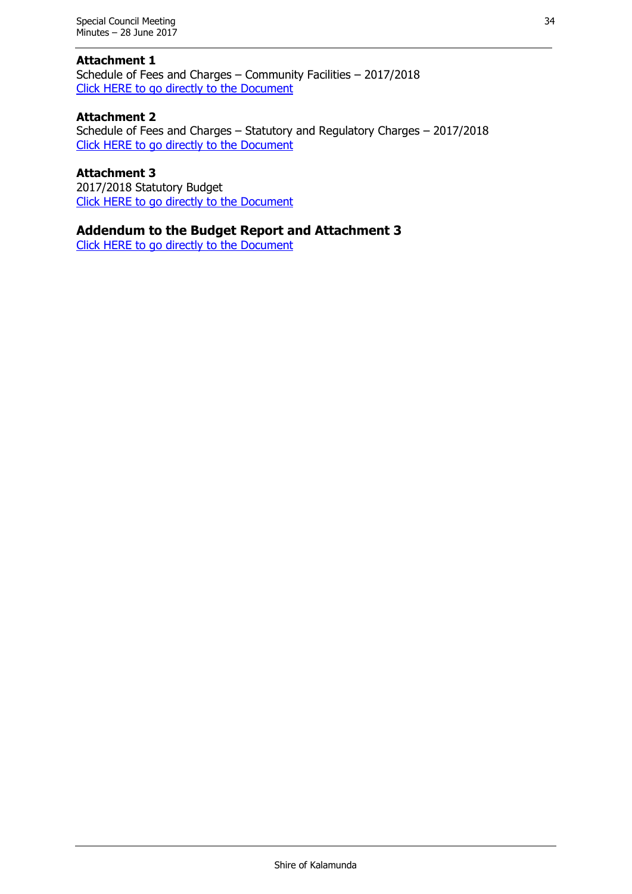**Attachment 1**
Schedule of Fees and Charges – Community Facilities – 2017/2018
Click HERE to go directly to the Document

**Attachment 2**
Schedule of Fees and Charges – Statutory and Regulatory Charges – 2017/2018
Click HERE to go directly to the Document

**Attachment 3**
2017/2018 Statutory Budget
Click HERE to go directly to the Document

## Addendum to the Budget Report and Attachment 3

Click HERE to go directly to the Document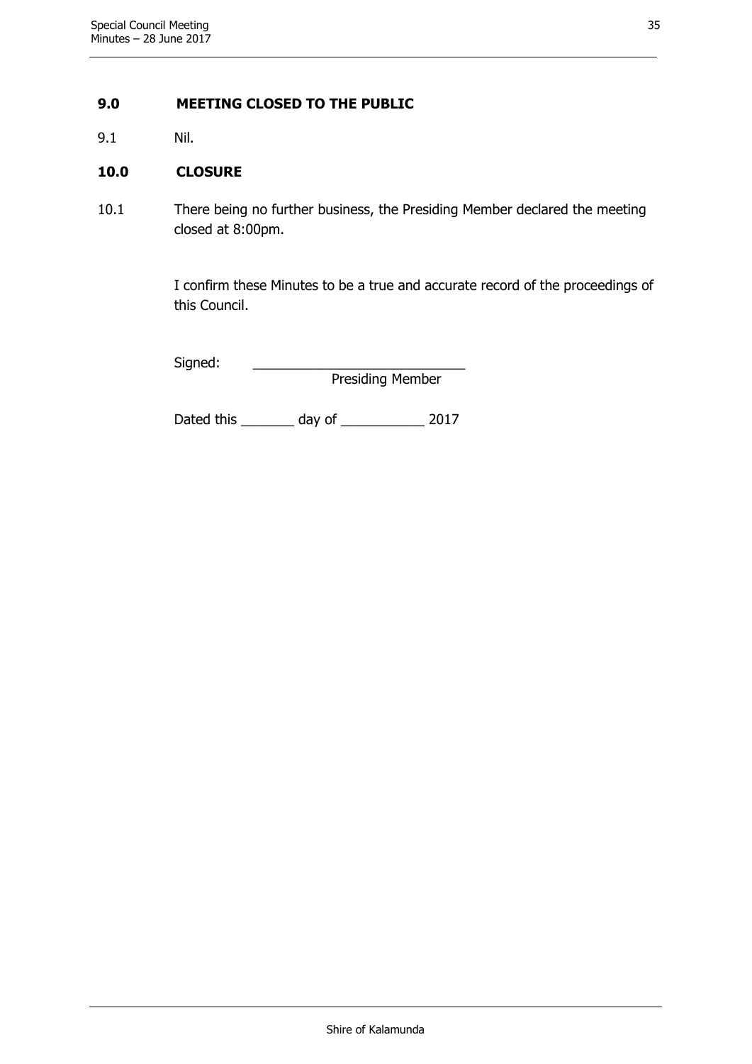## 9.0 MEETING CLOSED TO THE PUBLIC

9.1 Nil.

## 10.0 CLOSURE

10.1 There being no further business, the Presiding Member declared the meeting closed at 8:00pm.

I confirm these Minutes to be a true and accurate record of the proceedings of this Council.

Signed: \_\_\_\_\_\_\_\_\_\_\_\_\_\_\_\_\_\_\_\_\_\_\_\_\_\_\_\_
Presiding Member

Dated this \_\_\_\_\_\_\_ day of \_\_\_\_\_\_\_\_\_\_\_ 2017